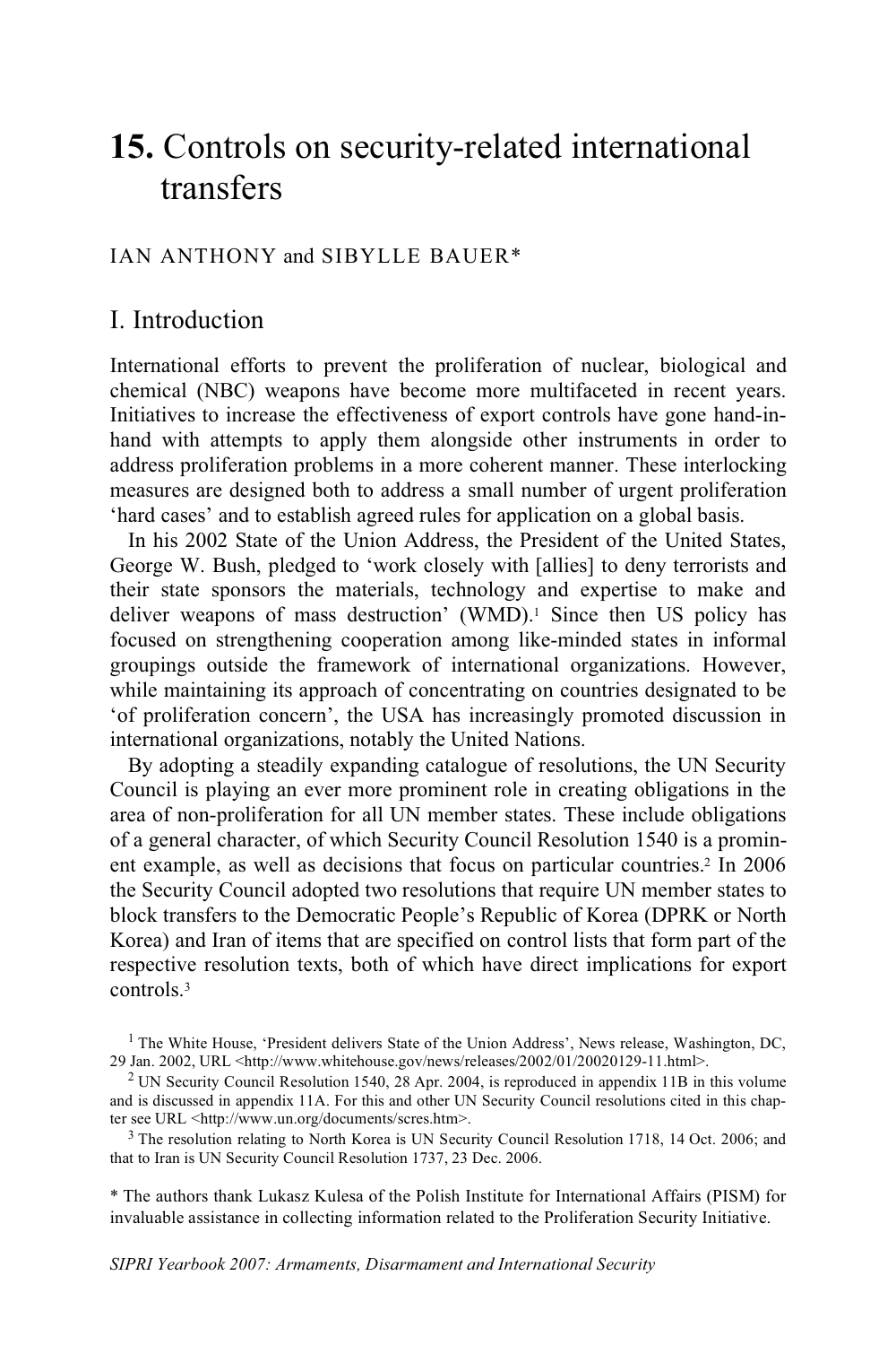# 15. Controls on security-related international transfers

IAN ANTHONY and SIBYLLE BAUER*

## I. Introduction

International efforts to prevent the proliferation of nuclear, biological and chemical (NBC) weapons have become more multifaceted in recent years. Initiatives to increase the effectiveness of export controls have gone hand-in-hand with attempts to apply them alongside other instruments in order to address proliferation problems in a more coherent manner. These interlocking measures are designed both to address a small number of urgent proliferation 'hard cases' and to establish agreed rules for application on a global basis.

In his 2002 State of the Union Address, the President of the United States, George W. Bush, pledged to 'work closely with [allies] to deny terrorists and their state sponsors the materials, technology and expertise to make and deliver weapons of mass destruction' (WMD).[1] Since then US policy has focused on strengthening cooperation among like-minded states in informal groupings outside the framework of international organizations. However, while maintaining its approach of concentrating on countries designated to be 'of proliferation concern', the USA has increasingly promoted discussion in international organizations, notably the United Nations.

By adopting a steadily expanding catalogue of resolutions, the UN Security Council is playing an ever more prominent role in creating obligations in the area of non-proliferation for all UN member states. These include obligations of a general character, of which Security Council Resolution 1540 is a prominent example, as well as decisions that focus on particular countries.[2] In 2006 the Security Council adopted two resolutions that require UN member states to block transfers to the Democratic People's Republic of Korea (DPRK or North Korea) and Iran of items that are specified on control lists that form part of the respective resolution texts, both of which have direct implications for export controls.[3]

[1] The White House, 'President delivers State of the Union Address', News release, Washington, DC, 29 Jan. 2002, URL <http://www.whitehouse.gov/news/releases/2002/01/20020129-11.html>.

[2] UN Security Council Resolution 1540, 28 Apr. 2004, is reproduced in appendix 11B in this volume and is discussed in appendix 11A. For this and other UN Security Council resolutions cited in this chapter see URL <http://www.un.org/documents/scres.htm>.

[3] The resolution relating to North Korea is UN Security Council Resolution 1718, 14 Oct. 2006; and that to Iran is UN Security Council Resolution 1737, 23 Dec. 2006.

* The authors thank Lukasz Kulesa of the Polish Institute for International Affairs (PISM) for invaluable assistance in collecting information related to the Proliferation Security Initiative.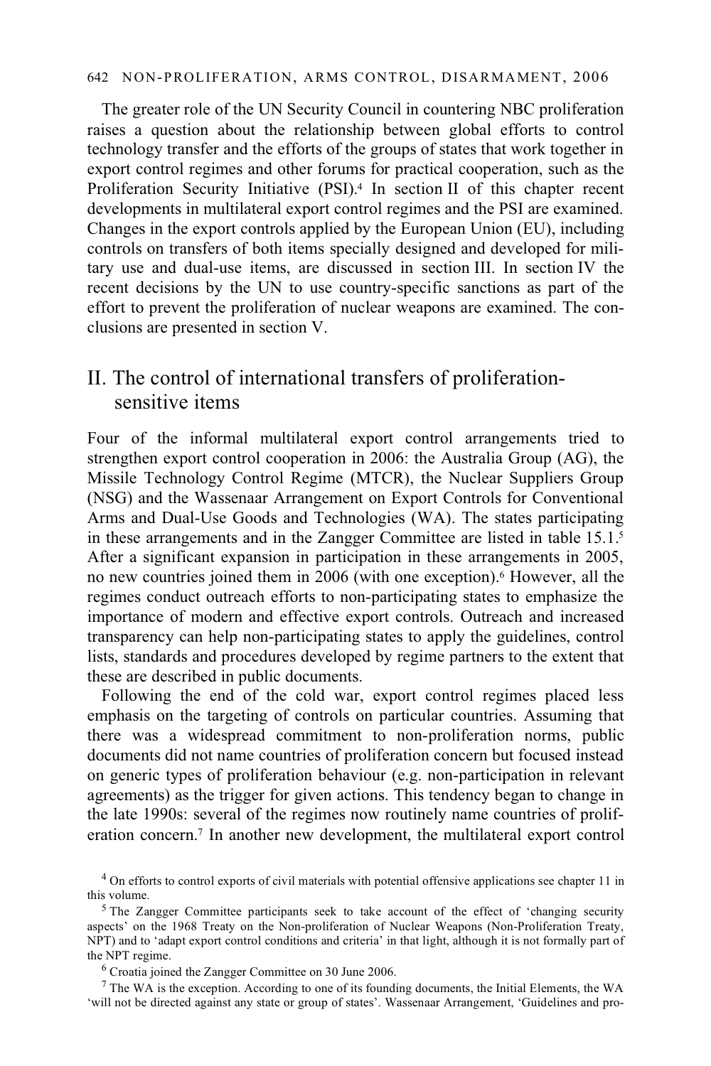The greater role of the UN Security Council in countering NBC proliferation raises a question about the relationship between global efforts to control technology transfer and the efforts of the groups of states that work together in export control regimes and other forums for practical cooperation, such as the Proliferation Security Initiative (PSI).[4] In section II of this chapter recent developments in multilateral export control regimes and the PSI are examined. Changes in the export controls applied by the European Union (EU), including controls on transfers of both items specially designed and developed for military use and dual-use items, are discussed in section III. In section IV the recent decisions by the UN to use country-specific sanctions as part of the effort to prevent the proliferation of nuclear weapons are examined. The conclusions are presented in section V.

## II. The control of international transfers of proliferation-sensitive items

Four of the informal multilateral export control arrangements tried to strengthen export control cooperation in 2006: the Australia Group (AG), the Missile Technology Control Regime (MTCR), the Nuclear Suppliers Group (NSG) and the Wassenaar Arrangement on Export Controls for Conventional Arms and Dual-Use Goods and Technologies (WA). The states participating in these arrangements and in the Zangger Committee are listed in table 15.1.[5] After a significant expansion in participation in these arrangements in 2005, no new countries joined them in 2006 (with one exception).[6] However, all the regimes conduct outreach efforts to non-participating states to emphasize the importance of modern and effective export controls. Outreach and increased transparency can help non-participating states to apply the guidelines, control lists, standards and procedures developed by regime partners to the extent that these are described in public documents.

Following the end of the cold war, export control regimes placed less emphasis on the targeting of controls on particular countries. Assuming that there was a widespread commitment to non-proliferation norms, public documents did not name countries of proliferation concern but focused instead on generic types of proliferation behaviour (e.g. non-participation in relevant agreements) as the trigger for given actions. This tendency began to change in the late 1990s: several of the regimes now routinely name countries of proliferation concern.[7] In another new development, the multilateral export control

---

[4] On efforts to control exports of civil materials with potential offensive applications see chapter 11 in this volume.

[5] The Zangger Committee participants seek to take account of the effect of 'changing security aspects' on the 1968 Treaty on the Non-proliferation of Nuclear Weapons (Non-Proliferation Treaty, NPT) and to 'adapt export control conditions and criteria' in that light, although it is not formally part of the NPT regime.

[6] Croatia joined the Zangger Committee on 30 June 2006.

[7] The WA is the exception. According to one of its founding documents, the Initial Elements, the WA 'will not be directed against any state or group of states'. Wassenaar Arrangement, 'Guidelines and pro-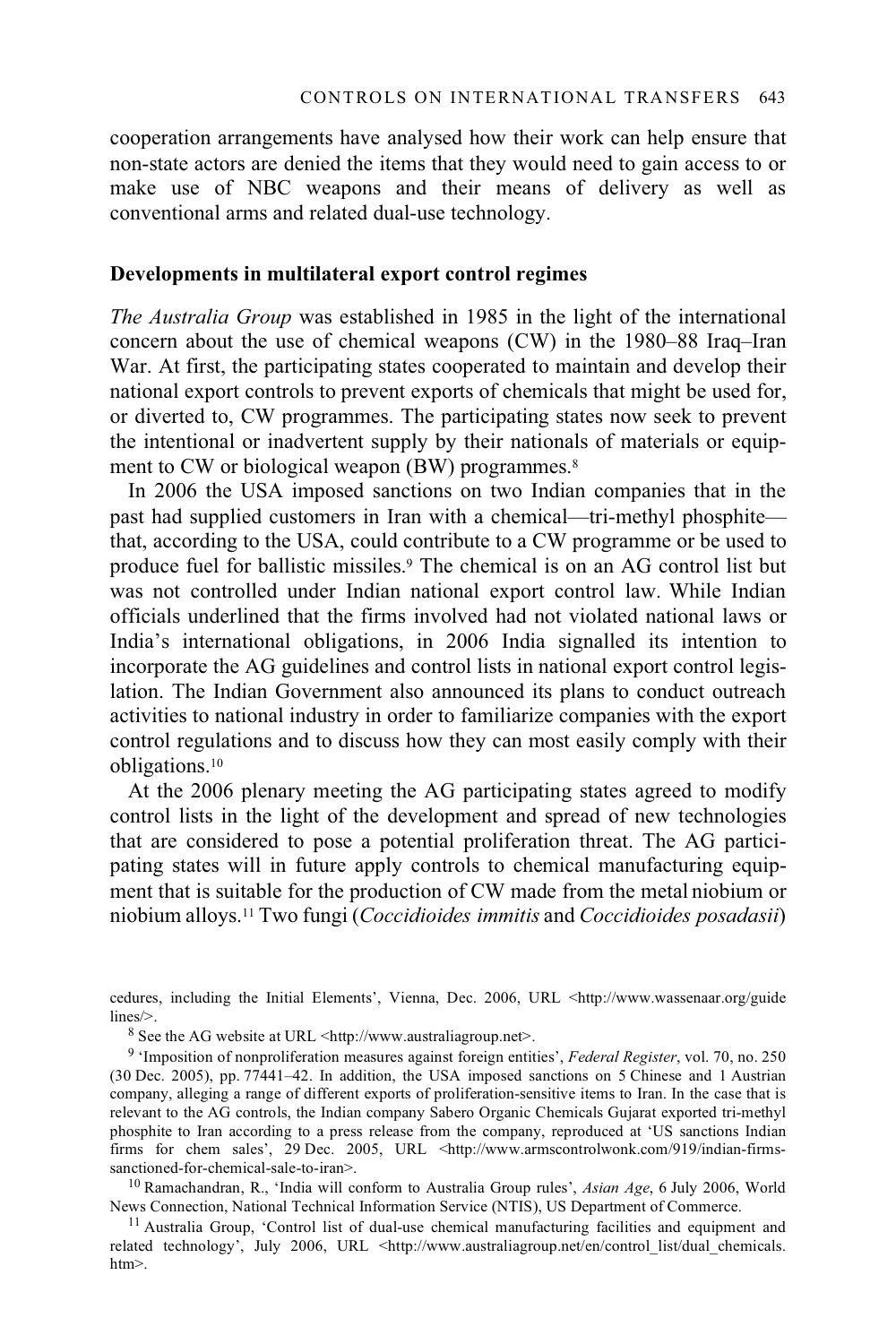cooperation arrangements have analysed how their work can help ensure that non-state actors are denied the items that they would need to gain access to or make use of NBC weapons and their means of delivery as well as conventional arms and related dual-use technology.

### Developments in multilateral export control regimes

*The Australia Group* was established in 1985 in the light of the international concern about the use of chemical weapons (CW) in the 1980–88 Iraq–Iran War. At first, the participating states cooperated to maintain and develop their national export controls to prevent exports of chemicals that might be used for, or diverted to, CW programmes. The participating states now seek to prevent the intentional or inadvertent supply by their nationals of materials or equipment to CW or biological weapon (BW) programmes.[8]

In 2006 the USA imposed sanctions on two Indian companies that in the past had supplied customers in Iran with a chemical—tri-methyl phosphite—that, according to the USA, could contribute to a CW programme or be used to produce fuel for ballistic missiles.[9] The chemical is on an AG control list but was not controlled under Indian national export control law. While Indian officials underlined that the firms involved had not violated national laws or India's international obligations, in 2006 India signalled its intention to incorporate the AG guidelines and control lists in national export control legislation. The Indian Government also announced its plans to conduct outreach activities to national industry in order to familiarize companies with the export control regulations and to discuss how they can most easily comply with their obligations.[10]

At the 2006 plenary meeting the AG participating states agreed to modify control lists in the light of the development and spread of new technologies that are considered to pose a potential proliferation threat. The AG participating states will in future apply controls to chemical manufacturing equipment that is suitable for the production of CW made from the metal niobium or niobium alloys.[11] Two fungi (*Coccidioides immitis* and *Coccidioides posadasii*)

---

cedures, including the Initial Elements', Vienna, Dec. 2006, URL <http://www.wassenaar.org/guidelines/>.

[8] See the AG website at URL <http://www.australiagroup.net>.

[9] 'Imposition of nonproliferation measures against foreign entities', *Federal Register*, vol. 70, no. 250 (30 Dec. 2005), pp. 77441–42. In addition, the USA imposed sanctions on 5 Chinese and 1 Austrian company, alleging a range of different exports of proliferation-sensitive items to Iran. In the case that is relevant to the AG controls, the Indian company Sabero Organic Chemicals Gujarat exported tri-methyl phosphite to Iran according to a press release from the company, reproduced at 'US sanctions Indian firms for chem sales', 29 Dec. 2005, URL <http://www.armscontrolwonk.com/919/indian-firms-sanctioned-for-chemical-sale-to-iran>.

[10] Ramachandran, R., 'India will conform to Australia Group rules', *Asian Age*, 6 July 2006, World News Connection, National Technical Information Service (NTIS), US Department of Commerce.

[11] Australia Group, 'Control list of dual-use chemical manufacturing facilities and equipment and related technology', July 2006, URL <http://www.australiagroup.net/en/control_list/dual_chemicals.htm>.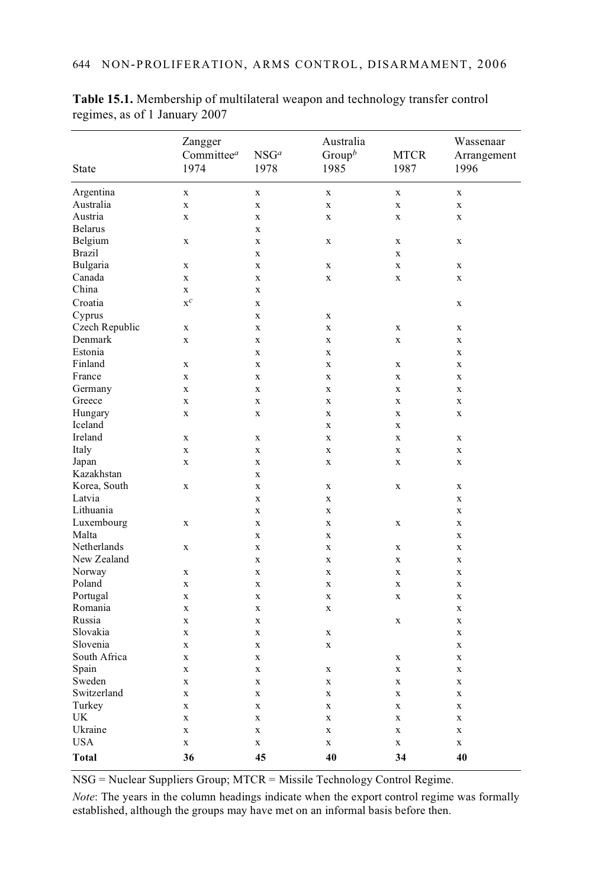**Table 15.1.** Membership of multilateral weapon and technology transfer control regimes, as of 1 January 2007

| State | Zangger Committee[a] 1974 | NSG[a] 1978 | Australia Group[b] 1985 | MTCR 1987 | Wassenaar Arrangement 1996 |
|---|---|---|---|---|---|
| Argentina | x | x | x | x | x |
| Australia | x | x | x | x | x |
| Austria | x | x | x | x | x |
| Belarus | | x | | | |
| Belgium | x | x | x | x | x |
| Brazil | | x | | x | |
| Bulgaria | x | x | x | x | x |
| Canada | x | x | x | x | x |
| China | x | x | | | |
| Croatia | x[c] | x | | | x |
| Cyprus | | x | x | | |
| Czech Republic | x | x | x | x | x |
| Denmark | x | x | x | x | x |
| Estonia | | x | x | | x |
| Finland | x | x | x | x | x |
| France | x | x | x | x | x |
| Germany | x | x | x | x | x |
| Greece | x | x | x | x | x |
| Hungary | x | x | x | x | x |
| Iceland | | | x | x | |
| Ireland | x | x | x | x | x |
| Italy | x | x | x | x | x |
| Japan | x | x | x | x | x |
| Kazakhstan | | x | | | |
| Korea, South | x | x | x | x | x |
| Latvia | | x | x | | x |
| Lithuania | | x | x | | x |
| Luxembourg | x | x | x | x | x |
| Malta | | x | x | | x |
| Netherlands | x | x | x | x | x |
| New Zealand | | x | x | x | x |
| Norway | x | x | x | x | x |
| Poland | x | x | x | x | x |
| Portugal | x | x | x | x | x |
| Romania | x | x | x | | x |
| Russia | x | x | | x | x |
| Slovakia | x | x | x | | x |
| Slovenia | x | x | x | | x |
| South Africa | x | x | | x | x |
| Spain | x | x | x | x | x |
| Sweden | x | x | x | x | x |
| Switzerland | x | x | x | x | x |
| Turkey | x | x | x | x | x |
| UK | x | x | x | x | x |
| Ukraine | x | x | x | x | x |
| USA | x | x | x | x | x |
| **Total** | **36** | **45** | **40** | **34** | **40** |

NSG = Nuclear Suppliers Group; MTCR = Missile Technology Control Regime.

*Note*: The years in the column headings indicate when the export control regime was formally established, although the groups may have met on an informal basis before then.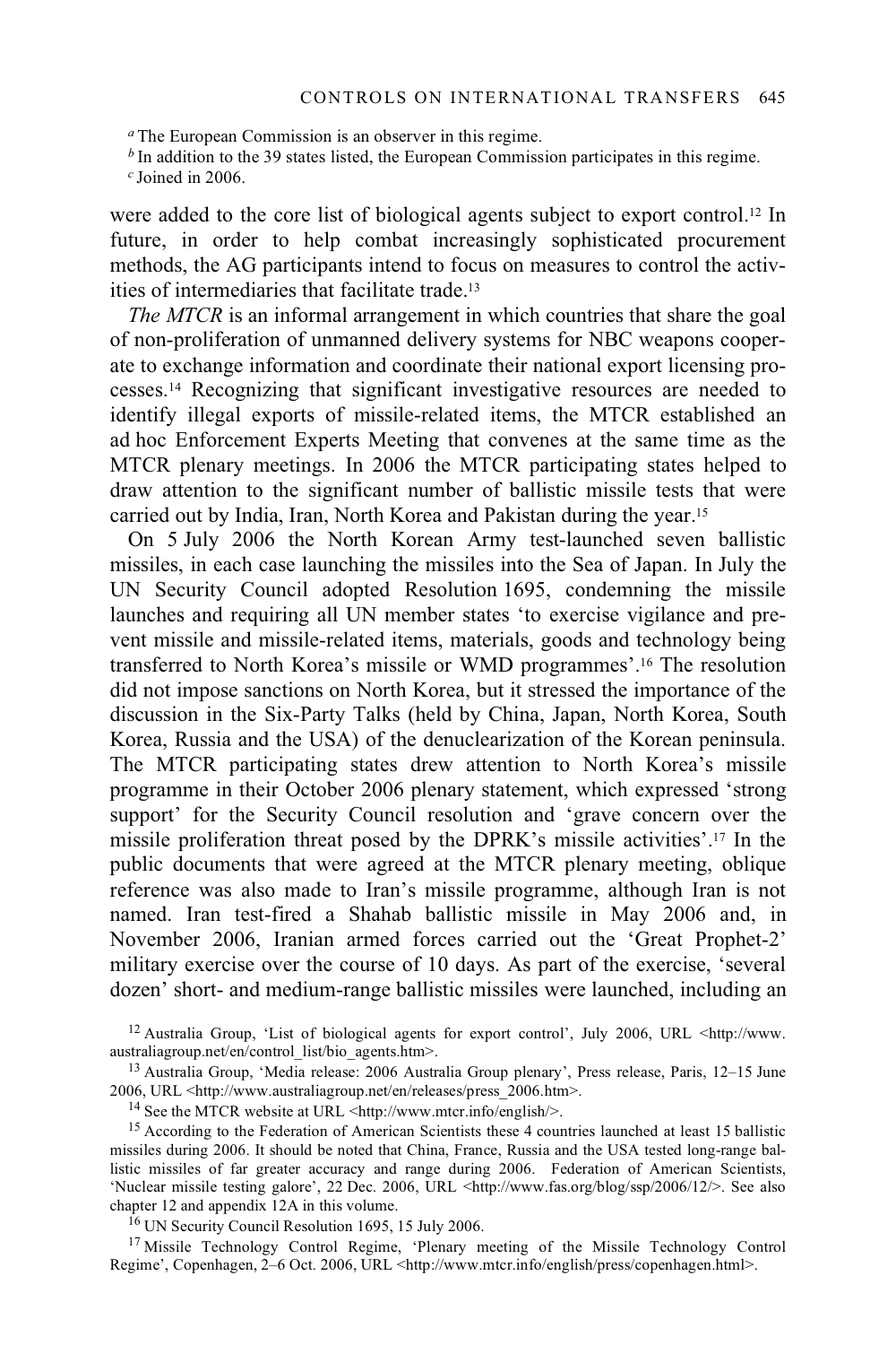[a] The European Commission is an observer in this regime.

[b] In addition to the 39 states listed, the European Commission participates in this regime.

[c] Joined in 2006.

were added to the core list of biological agents subject to export control.[12] In future, in order to help combat increasingly sophisticated procurement methods, the AG participants intend to focus on measures to control the activities of intermediaries that facilitate trade.[13]

*The MTCR* is an informal arrangement in which countries that share the goal of non-proliferation of unmanned delivery systems for NBC weapons cooperate to exchange information and coordinate their national export licensing processes.[14] Recognizing that significant investigative resources are needed to identify illegal exports of missile-related items, the MTCR established an ad hoc Enforcement Experts Meeting that convenes at the same time as the MTCR plenary meetings. In 2006 the MTCR participating states helped to draw attention to the significant number of ballistic missile tests that were carried out by India, Iran, North Korea and Pakistan during the year.[15]

On 5 July 2006 the North Korean Army test-launched seven ballistic missiles, in each case launching the missiles into the Sea of Japan. In July the UN Security Council adopted Resolution 1695, condemning the missile launches and requiring all UN member states 'to exercise vigilance and prevent missile and missile-related items, materials, goods and technology being transferred to North Korea's missile or WMD programmes'.[16] The resolution did not impose sanctions on North Korea, but it stressed the importance of the discussion in the Six-Party Talks (held by China, Japan, North Korea, South Korea, Russia and the USA) of the denuclearization of the Korean peninsula. The MTCR participating states drew attention to North Korea's missile programme in their October 2006 plenary statement, which expressed 'strong support' for the Security Council resolution and 'grave concern over the missile proliferation threat posed by the DPRK's missile activities'.[17] In the public documents that were agreed at the MTCR plenary meeting, oblique reference was also made to Iran's missile programme, although Iran is not named. Iran test-fired a Shahab ballistic missile in May 2006 and, in November 2006, Iranian armed forces carried out the 'Great Prophet-2' military exercise over the course of 10 days. As part of the exercise, 'several dozen' short- and medium-range ballistic missiles were launched, including an

[12] Australia Group, 'List of biological agents for export control', July 2006, URL <http://www.australiagroup.net/en/control_list/bio_agents.htm>.

[13] Australia Group, 'Media release: 2006 Australia Group plenary', Press release, Paris, 12–15 June 2006, URL <http://www.australiagroup.net/en/releases/press_2006.htm>.

[14] See the MTCR website at URL <http://www.mtcr.info/english/>.

[15] According to the Federation of American Scientists these 4 countries launched at least 15 ballistic missiles during 2006. It should be noted that China, France, Russia and the USA tested long-range ballistic missiles of far greater accuracy and range during 2006. Federation of American Scientists, 'Nuclear missile testing galore', 22 Dec. 2006, URL <http://www.fas.org/blog/ssp/2006/12/>. See also chapter 12 and appendix 12A in this volume.

[16] UN Security Council Resolution 1695, 15 July 2006.

[17] Missile Technology Control Regime, 'Plenary meeting of the Missile Technology Control Regime', Copenhagen, 2–6 Oct. 2006, URL <http://www.mtcr.info/english/press/copenhagen.html>.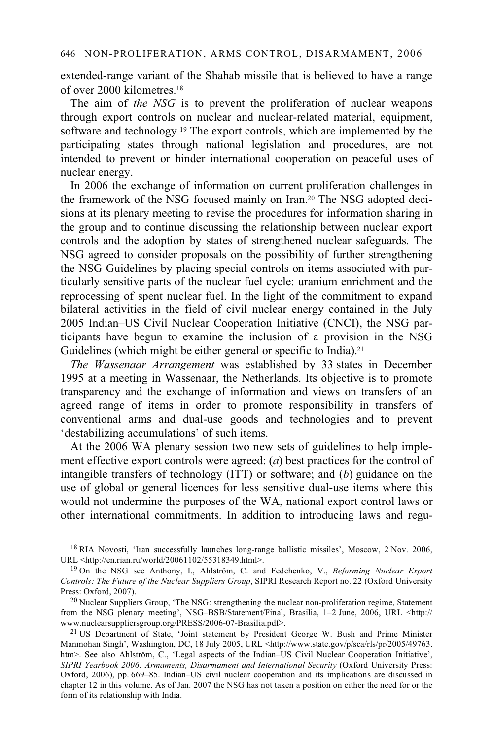extended-range variant of the Shahab missile that is believed to have a range of over 2000 kilometres.[18]

The aim of *the NSG* is to prevent the proliferation of nuclear weapons through export controls on nuclear and nuclear-related material, equipment, software and technology.[19] The export controls, which are implemented by the participating states through national legislation and procedures, are not intended to prevent or hinder international cooperation on peaceful uses of nuclear energy.

In 2006 the exchange of information on current proliferation challenges in the framework of the NSG focused mainly on Iran.[20] The NSG adopted decisions at its plenary meeting to revise the procedures for information sharing in the group and to continue discussing the relationship between nuclear export controls and the adoption by states of strengthened nuclear safeguards. The NSG agreed to consider proposals on the possibility of further strengthening the NSG Guidelines by placing special controls on items associated with particularly sensitive parts of the nuclear fuel cycle: uranium enrichment and the reprocessing of spent nuclear fuel. In the light of the commitment to expand bilateral activities in the field of civil nuclear energy contained in the July 2005 Indian–US Civil Nuclear Cooperation Initiative (CNCI), the NSG participants have begun to examine the inclusion of a provision in the NSG Guidelines (which might be either general or specific to India).[21]

*The Wassenaar Arrangement* was established by 33 states in December 1995 at a meeting in Wassenaar, the Netherlands. Its objective is to promote transparency and the exchange of information and views on transfers of an agreed range of items in order to promote responsibility in transfers of conventional arms and dual-use goods and technologies and to prevent 'destabilizing accumulations' of such items.

At the 2006 WA plenary session two new sets of guidelines to help implement effective export controls were agreed: (*a*) best practices for the control of intangible transfers of technology (ITT) or software; and (*b*) guidance on the use of global or general licences for less sensitive dual-use items where this would not undermine the purposes of the WA, national export control laws or other international commitments. In addition to introducing laws and regu-

[18] RIA Novosti, 'Iran successfully launches long-range ballistic missiles', Moscow, 2 Nov. 2006, URL <http://en.rian.ru/world/20061102/55318349.html>.

[19] On the NSG see Anthony, I., Ahlström, C. and Fedchenko, V., *Reforming Nuclear Export Controls: The Future of the Nuclear Suppliers Group*, SIPRI Research Report no. 22 (Oxford University Press: Oxford, 2007).

[20] Nuclear Suppliers Group, 'The NSG: strengthening the nuclear non-proliferation regime, Statement from the NSG plenary meeting', NSG–BSB/Statement/Final, Brasilia, 1–2 June, 2006, URL <http://www.nuclearsuppliersgroup.org/PRESS/2006-07-Brasilia.pdf>.

[21] US Department of State, 'Joint statement by President George W. Bush and Prime Minister Manmohan Singh', Washington, DC, 18 July 2005, URL <http://www.state.gov/p/sca/rls/pr/2005/49763.htm>. See also Ahlström, C., 'Legal aspects of the Indian–US Civil Nuclear Cooperation Initiative', *SIPRI Yearbook 2006: Armaments, Disarmament and International Security* (Oxford University Press: Oxford, 2006), pp. 669–85. Indian–US civil nuclear cooperation and its implications are discussed in chapter 12 in this volume. As of Jan. 2007 the NSG has not taken a position on either the need for or the form of its relationship with India.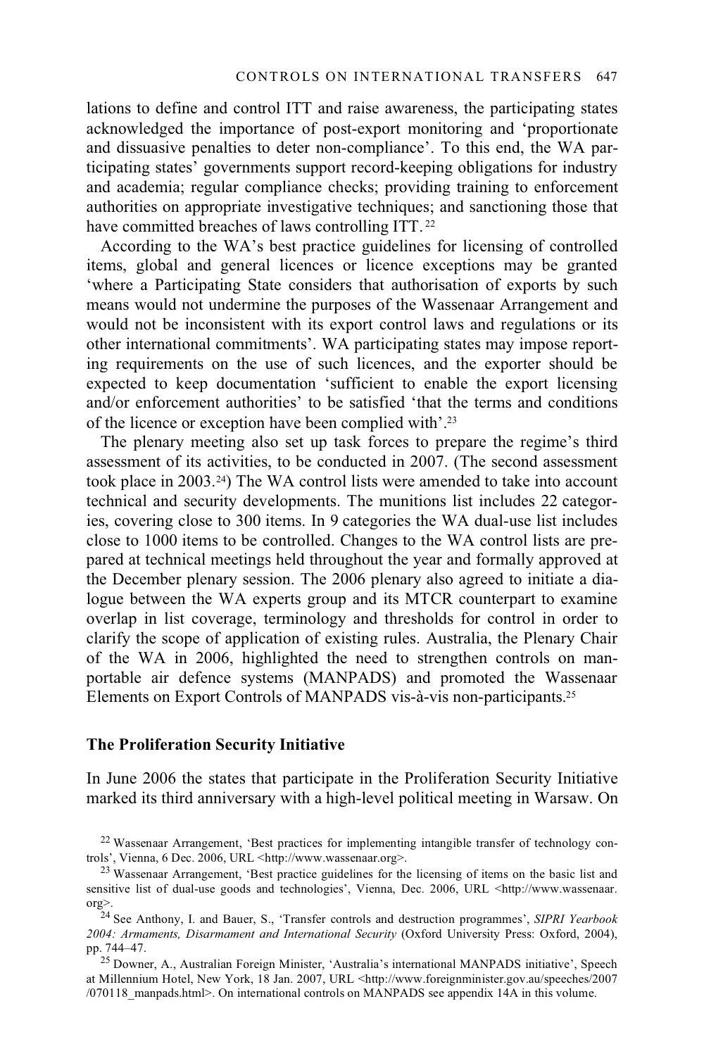lations to define and control ITT and raise awareness, the participating states acknowledged the importance of post-export monitoring and 'proportionate and dissuasive penalties to deter non-compliance'. To this end, the WA participating states' governments support record-keeping obligations for industry and academia; regular compliance checks; providing training to enforcement authorities on appropriate investigative techniques; and sanctioning those that have committed breaches of laws controlling ITT.[22]

According to the WA's best practice guidelines for licensing of controlled items, global and general licences or licence exceptions may be granted 'where a Participating State considers that authorisation of exports by such means would not undermine the purposes of the Wassenaar Arrangement and would not be inconsistent with its export control laws and regulations or its other international commitments'. WA participating states may impose reporting requirements on the use of such licences, and the exporter should be expected to keep documentation 'sufficient to enable the export licensing and/or enforcement authorities' to be satisfied 'that the terms and conditions of the licence or exception have been complied with'.[23]

The plenary meeting also set up task forces to prepare the regime's third assessment of its activities, to be conducted in 2007. (The second assessment took place in 2003.[24]) The WA control lists were amended to take into account technical and security developments. The munitions list includes 22 categories, covering close to 300 items. In 9 categories the WA dual-use list includes close to 1000 items to be controlled. Changes to the WA control lists are prepared at technical meetings held throughout the year and formally approved at the December plenary session. The 2006 plenary also agreed to initiate a dialogue between the WA experts group and its MTCR counterpart to examine overlap in list coverage, terminology and thresholds for control in order to clarify the scope of application of existing rules. Australia, the Plenary Chair of the WA in 2006, highlighted the need to strengthen controls on man-portable air defence systems (MANPADS) and promoted the Wassenaar Elements on Export Controls of MANPADS vis-à-vis non-participants.[25]

### The Proliferation Security Initiative

In June 2006 the states that participate in the Proliferation Security Initiative marked its third anniversary with a high-level political meeting in Warsaw. On

[22] Wassenaar Arrangement, 'Best practices for implementing intangible transfer of technology controls', Vienna, 6 Dec. 2006, URL <http://www.wassenaar.org>.

[23] Wassenaar Arrangement, 'Best practice guidelines for the licensing of items on the basic list and sensitive list of dual-use goods and technologies', Vienna, Dec. 2006, URL <http://www.wassenaar.org>.

[24] See Anthony, I. and Bauer, S., 'Transfer controls and destruction programmes', *SIPRI Yearbook 2004: Armaments, Disarmament and International Security* (Oxford University Press: Oxford, 2004), pp. 744–47.

[25] Downer, A., Australian Foreign Minister, 'Australia's international MANPADS initiative', Speech at Millennium Hotel, New York, 18 Jan. 2007, URL <http://www.foreignminister.gov.au/speeches/2007/070118_manpads.html>. On international controls on MANPADS see appendix 14A in this volume.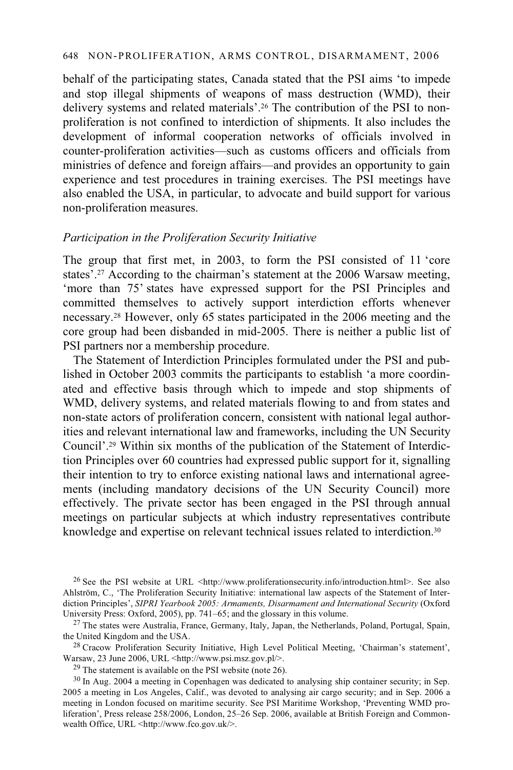behalf of the participating states, Canada stated that the PSI aims 'to impede and stop illegal shipments of weapons of mass destruction (WMD), their delivery systems and related materials'.[26] The contribution of the PSI to non-proliferation is not confined to interdiction of shipments. It also includes the development of informal cooperation networks of officials involved in counter-proliferation activities—such as customs officers and officials from ministries of defence and foreign affairs—and provides an opportunity to gain experience and test procedures in training exercises. The PSI meetings have also enabled the USA, in particular, to advocate and build support for various non-proliferation measures.

### *Participation in the Proliferation Security Initiative*

The group that first met, in 2003, to form the PSI consisted of 11 'core states'.[27] According to the chairman's statement at the 2006 Warsaw meeting, 'more than 75' states have expressed support for the PSI Principles and committed themselves to actively support interdiction efforts whenever necessary.[28] However, only 65 states participated in the 2006 meeting and the core group had been disbanded in mid-2005. There is neither a public list of PSI partners nor a membership procedure.

The Statement of Interdiction Principles formulated under the PSI and published in October 2003 commits the participants to establish 'a more coordinated and effective basis through which to impede and stop shipments of WMD, delivery systems, and related materials flowing to and from states and non-state actors of proliferation concern, consistent with national legal authorities and relevant international law and frameworks, including the UN Security Council'.[29] Within six months of the publication of the Statement of Interdiction Principles over 60 countries had expressed public support for it, signalling their intention to try to enforce existing national laws and international agreements (including mandatory decisions of the UN Security Council) more effectively. The private sector has been engaged in the PSI through annual meetings on particular subjects at which industry representatives contribute knowledge and expertise on relevant technical issues related to interdiction.[30]

---

[26] See the PSI website at URL <http://www.proliferationsecurity.info/introduction.html>. See also Ahlström, C., 'The Proliferation Security Initiative: international law aspects of the Statement of Interdiction Principles', *SIPRI Yearbook 2005: Armaments, Disarmament and International Security* (Oxford University Press: Oxford, 2005), pp. 741–65; and the glossary in this volume.

[27] The states were Australia, France, Germany, Italy, Japan, the Netherlands, Poland, Portugal, Spain, the United Kingdom and the USA.

[28] Cracow Proliferation Security Initiative, High Level Political Meeting, 'Chairman's statement', Warsaw, 23 June 2006, URL <http://www.psi.msz.gov.pl/>.

[29] The statement is available on the PSI website (note 26).

[30] In Aug. 2004 a meeting in Copenhagen was dedicated to analysing ship container security; in Sep. 2005 a meeting in Los Angeles, Calif., was devoted to analysing air cargo security; and in Sep. 2006 a meeting in London focused on maritime security. See PSI Maritime Workshop, 'Preventing WMD proliferation', Press release 258/2006, London, 25–26 Sep. 2006, available at British Foreign and Commonwealth Office, URL <http://www.fco.gov.uk/>.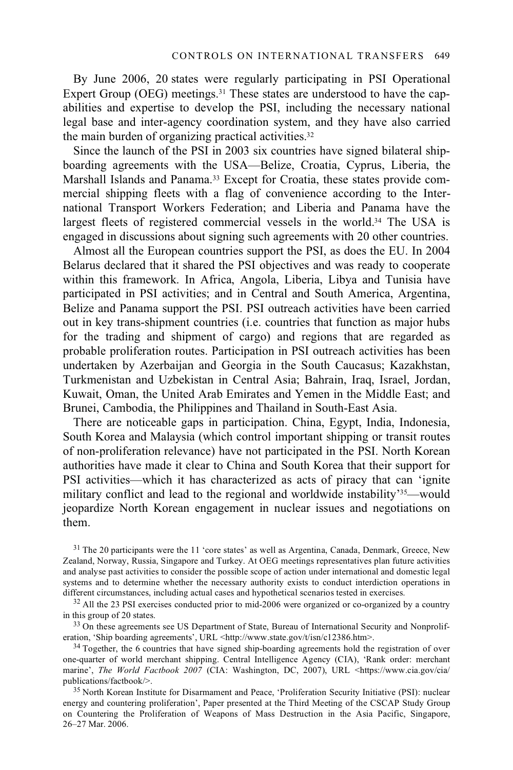By June 2006, 20 states were regularly participating in PSI Operational Expert Group (OEG) meetings.[31] These states are understood to have the capabilities and expertise to develop the PSI, including the necessary national legal base and inter-agency coordination system, and they have also carried the main burden of organizing practical activities.[32]

Since the launch of the PSI in 2003 six countries have signed bilateral ship-boarding agreements with the USA—Belize, Croatia, Cyprus, Liberia, the Marshall Islands and Panama.[33] Except for Croatia, these states provide commercial shipping fleets with a flag of convenience according to the International Transport Workers Federation; and Liberia and Panama have the largest fleets of registered commercial vessels in the world.[34] The USA is engaged in discussions about signing such agreements with 20 other countries.

Almost all the European countries support the PSI, as does the EU. In 2004 Belarus declared that it shared the PSI objectives and was ready to cooperate within this framework. In Africa, Angola, Liberia, Libya and Tunisia have participated in PSI activities; and in Central and South America, Argentina, Belize and Panama support the PSI. PSI outreach activities have been carried out in key trans-shipment countries (i.e. countries that function as major hubs for the trading and shipment of cargo) and regions that are regarded as probable proliferation routes. Participation in PSI outreach activities has been undertaken by Azerbaijan and Georgia in the South Caucasus; Kazakhstan, Turkmenistan and Uzbekistan in Central Asia; Bahrain, Iraq, Israel, Jordan, Kuwait, Oman, the United Arab Emirates and Yemen in the Middle East; and Brunei, Cambodia, the Philippines and Thailand in South-East Asia.

There are noticeable gaps in participation. China, Egypt, India, Indonesia, South Korea and Malaysia (which control important shipping or transit routes of non-proliferation relevance) have not participated in the PSI. North Korean authorities have made it clear to China and South Korea that their support for PSI activities—which it has characterized as acts of piracy that can 'ignite military conflict and lead to the regional and worldwide instability'[35]—would jeopardize North Korean engagement in nuclear issues and negotiations on them.

[31] The 20 participants were the 11 'core states' as well as Argentina, Canada, Denmark, Greece, New Zealand, Norway, Russia, Singapore and Turkey. At OEG meetings representatives plan future activities and analyse past activities to consider the possible scope of action under international and domestic legal systems and to determine whether the necessary authority exists to conduct interdiction operations in different circumstances, including actual cases and hypothetical scenarios tested in exercises.

[32] All the 23 PSI exercises conducted prior to mid-2006 were organized or co-organized by a country in this group of 20 states.

[33] On these agreements see US Department of State, Bureau of International Security and Nonproliferation, 'Ship boarding agreements', URL <http://www.state.gov/t/isn/c12386.htm>.

[34] Together, the 6 countries that have signed ship-boarding agreements hold the registration of over one-quarter of world merchant shipping. Central Intelligence Agency (CIA), 'Rank order: merchant marine', *The World Factbook 2007* (CIA: Washington, DC, 2007), URL <https://www.cia.gov/cia/publications/factbook/>.

[35] North Korean Institute for Disarmament and Peace, 'Proliferation Security Initiative (PSI): nuclear energy and countering proliferation', Paper presented at the Third Meeting of the CSCAP Study Group on Countering the Proliferation of Weapons of Mass Destruction in the Asia Pacific, Singapore, 26–27 Mar. 2006.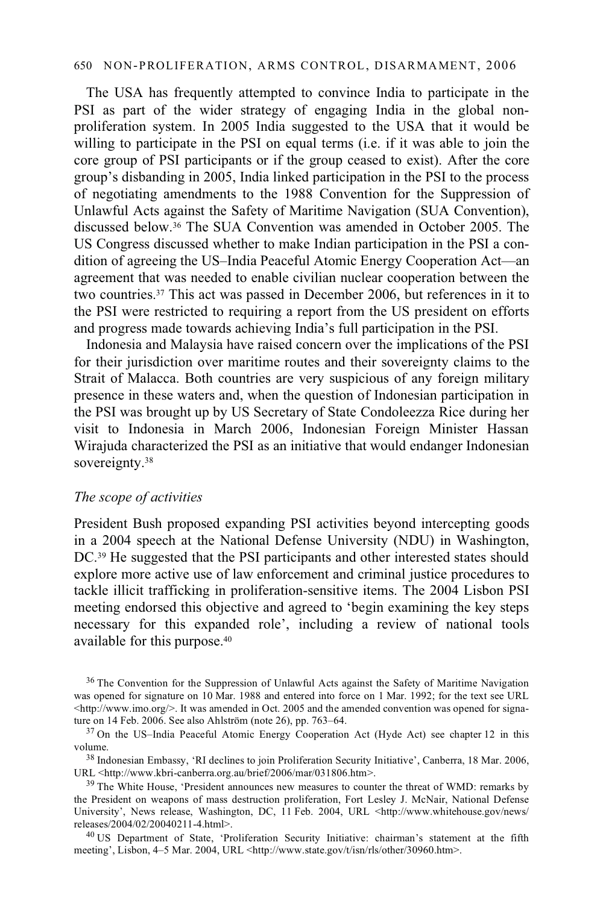The USA has frequently attempted to convince India to participate in the PSI as part of the wider strategy of engaging India in the global non-proliferation system. In 2005 India suggested to the USA that it would be willing to participate in the PSI on equal terms (i.e. if it was able to join the core group of PSI participants or if the group ceased to exist). After the core group's disbanding in 2005, India linked participation in the PSI to the process of negotiating amendments to the 1988 Convention for the Suppression of Unlawful Acts against the Safety of Maritime Navigation (SUA Convention), discussed below.[36] The SUA Convention was amended in October 2005. The US Congress discussed whether to make Indian participation in the PSI a condition of agreeing the US–India Peaceful Atomic Energy Cooperation Act—an agreement that was needed to enable civilian nuclear cooperation between the two countries.[37] This act was passed in December 2006, but references in it to the PSI were restricted to requiring a report from the US president on efforts and progress made towards achieving India's full participation in the PSI.

Indonesia and Malaysia have raised concern over the implications of the PSI for their jurisdiction over maritime routes and their sovereignty claims to the Strait of Malacca. Both countries are very suspicious of any foreign military presence in these waters and, when the question of Indonesian participation in the PSI was brought up by US Secretary of State Condoleezza Rice during her visit to Indonesia in March 2006, Indonesian Foreign Minister Hassan Wirajuda characterized the PSI as an initiative that would endanger Indonesian sovereignty.[38]

*The scope of activities*

President Bush proposed expanding PSI activities beyond intercepting goods in a 2004 speech at the National Defense University (NDU) in Washington, DC.[39] He suggested that the PSI participants and other interested states should explore more active use of law enforcement and criminal justice procedures to tackle illicit trafficking in proliferation-sensitive items. The 2004 Lisbon PSI meeting endorsed this objective and agreed to 'begin examining the key steps necessary for this expanded role', including a review of national tools available for this purpose.[40]

[36] The Convention for the Suppression of Unlawful Acts against the Safety of Maritime Navigation was opened for signature on 10 Mar. 1988 and entered into force on 1 Mar. 1992; for the text see URL <http://www.imo.org/>. It was amended in Oct. 2005 and the amended convention was opened for signature on 14 Feb. 2006. See also Ahlström (note 26), pp. 763–64.

[37] On the US–India Peaceful Atomic Energy Cooperation Act (Hyde Act) see chapter 12 in this volume.

[38] Indonesian Embassy, 'RI declines to join Proliferation Security Initiative', Canberra, 18 Mar. 2006, URL <http://www.kbri-canberra.org.au/brief/2006/mar/031806.htm>.

[39] The White House, 'President announces new measures to counter the threat of WMD: remarks by the President on weapons of mass destruction proliferation, Fort Lesley J. McNair, National Defense University', News release, Washington, DC, 11 Feb. 2004, URL <http://www.whitehouse.gov/news/releases/2004/02/20040211-4.html>.

[40] US Department of State, 'Proliferation Security Initiative: chairman's statement at the fifth meeting', Lisbon, 4–5 Mar. 2004, URL <http://www.state.gov/t/isn/rls/other/30960.htm>.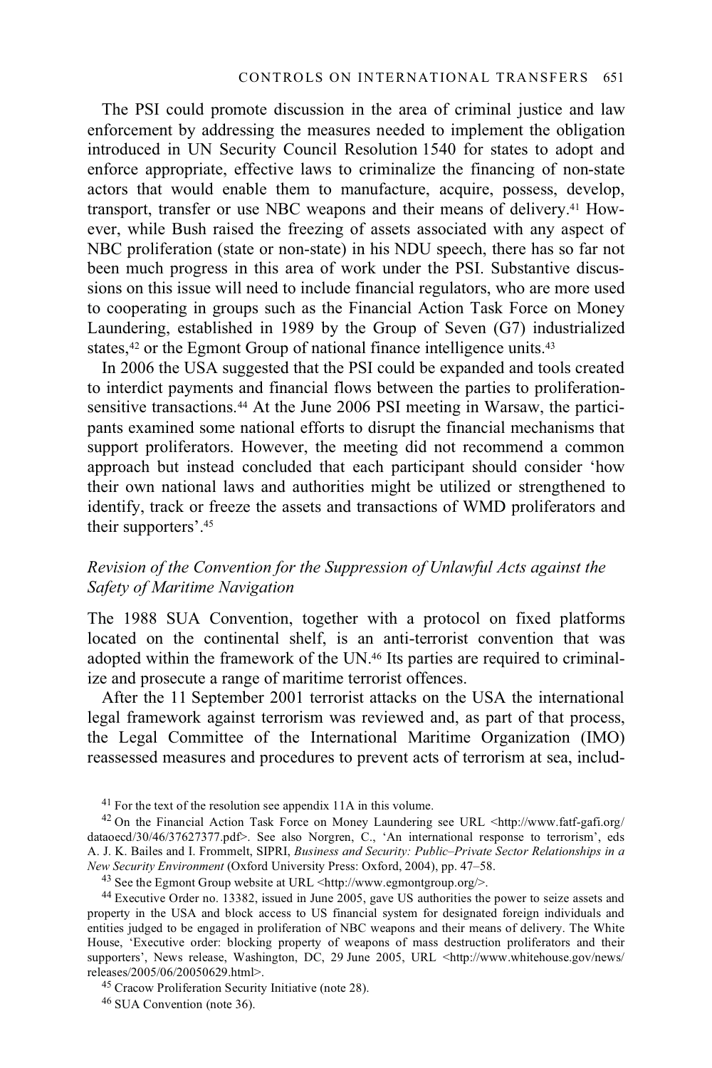The PSI could promote discussion in the area of criminal justice and law enforcement by addressing the measures needed to implement the obligation introduced in UN Security Council Resolution 1540 for states to adopt and enforce appropriate, effective laws to criminalize the financing of non-state actors that would enable them to manufacture, acquire, possess, develop, transport, transfer or use NBC weapons and their means of delivery.[41] However, while Bush raised the freezing of assets associated with any aspect of NBC proliferation (state or non-state) in his NDU speech, there has so far not been much progress in this area of work under the PSI. Substantive discussions on this issue will need to include financial regulators, who are more used to cooperating in groups such as the Financial Action Task Force on Money Laundering, established in 1989 by the Group of Seven (G7) industrialized states,[42] or the Egmont Group of national finance intelligence units.[43]

In 2006 the USA suggested that the PSI could be expanded and tools created to interdict payments and financial flows between the parties to proliferation-sensitive transactions.[44] At the June 2006 PSI meeting in Warsaw, the participants examined some national efforts to disrupt the financial mechanisms that support proliferators. However, the meeting did not recommend a common approach but instead concluded that each participant should consider 'how their own national laws and authorities might be utilized or strengthened to identify, track or freeze the assets and transactions of WMD proliferators and their supporters'.[45]

### *Revision of the Convention for the Suppression of Unlawful Acts against the Safety of Maritime Navigation*

The 1988 SUA Convention, together with a protocol on fixed platforms located on the continental shelf, is an anti-terrorist convention that was adopted within the framework of the UN.[46] Its parties are required to criminalize and prosecute a range of maritime terrorist offences.

After the 11 September 2001 terrorist attacks on the USA the international legal framework against terrorism was reviewed and, as part of that process, the Legal Committee of the International Maritime Organization (IMO) reassessed measures and procedures to prevent acts of terrorism at sea, includ-

---

[41] For the text of the resolution see appendix 11A in this volume.

[42] On the Financial Action Task Force on Money Laundering see URL <http://www.fatf-gafi.org/dataoecd/30/46/37627377.pdf>. See also Norgren, C., 'An international response to terrorism', eds A. J. K. Bailes and I. Frommelt, SIPRI, *Business and Security: Public–Private Sector Relationships in a New Security Environment* (Oxford University Press: Oxford, 2004), pp. 47–58.

[43] See the Egmont Group website at URL <http://www.egmontgroup.org/>.

[44] Executive Order no. 13382, issued in June 2005, gave US authorities the power to seize assets and property in the USA and block access to US financial system for designated foreign individuals and entities judged to be engaged in proliferation of NBC weapons and their means of delivery. The White House, 'Executive order: blocking property of weapons of mass destruction proliferators and their supporters', News release, Washington, DC, 29 June 2005, URL <http://www.whitehouse.gov/news/releases/2005/06/20050629.html>.

[45] Cracow Proliferation Security Initiative (note 28).

[46] SUA Convention (note 36).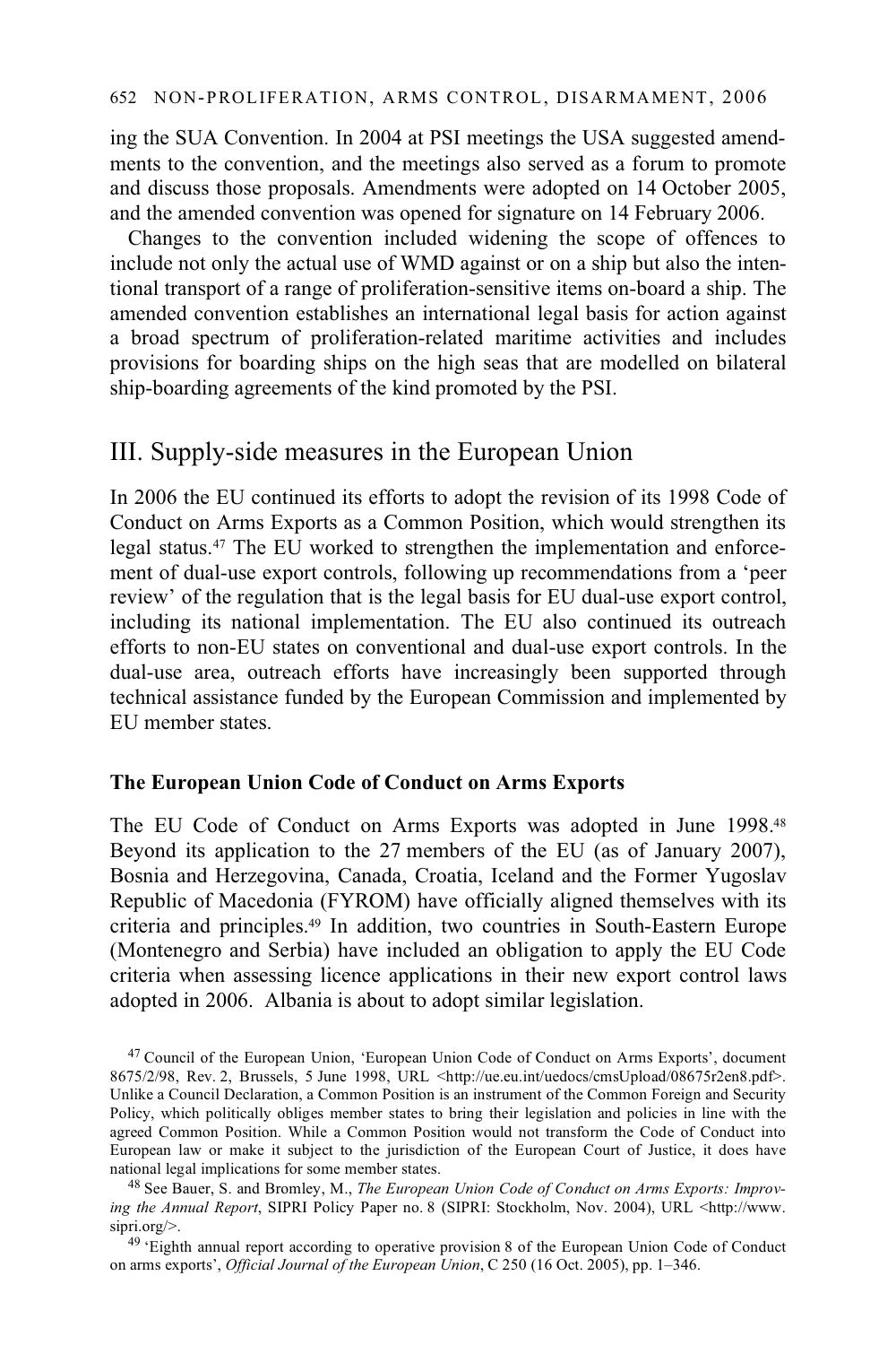ing the SUA Convention. In 2004 at PSI meetings the USA suggested amendments to the convention, and the meetings also served as a forum to promote and discuss those proposals. Amendments were adopted on 14 October 2005, and the amended convention was opened for signature on 14 February 2006.

Changes to the convention included widening the scope of offences to include not only the actual use of WMD against or on a ship but also the intentional transport of a range of proliferation-sensitive items on-board a ship. The amended convention establishes an international legal basis for action against a broad spectrum of proliferation-related maritime activities and includes provisions for boarding ships on the high seas that are modelled on bilateral ship-boarding agreements of the kind promoted by the PSI.

## III. Supply-side measures in the European Union

In 2006 the EU continued its efforts to adopt the revision of its 1998 Code of Conduct on Arms Exports as a Common Position, which would strengthen its legal status.[47] The EU worked to strengthen the implementation and enforcement of dual-use export controls, following up recommendations from a 'peer review' of the regulation that is the legal basis for EU dual-use export control, including its national implementation. The EU also continued its outreach efforts to non-EU states on conventional and dual-use export controls. In the dual-use area, outreach efforts have increasingly been supported through technical assistance funded by the European Commission and implemented by EU member states.

### The European Union Code of Conduct on Arms Exports

The EU Code of Conduct on Arms Exports was adopted in June 1998.[48] Beyond its application to the 27 members of the EU (as of January 2007), Bosnia and Herzegovina, Canada, Croatia, Iceland and the Former Yugoslav Republic of Macedonia (FYROM) have officially aligned themselves with its criteria and principles.[49] In addition, two countries in South-Eastern Europe (Montenegro and Serbia) have included an obligation to apply the EU Code criteria when assessing licence applications in their new export control laws adopted in 2006. Albania is about to adopt similar legislation.

---

[47] Council of the European Union, 'European Union Code of Conduct on Arms Exports', document 8675/2/98, Rev. 2, Brussels, 5 June 1998, URL <http://ue.eu.int/uedocs/cmsUpload/08675r2en8.pdf>. Unlike a Council Declaration, a Common Position is an instrument of the Common Foreign and Security Policy, which politically obliges member states to bring their legislation and policies in line with the agreed Common Position. While a Common Position would not transform the Code of Conduct into European law or make it subject to the jurisdiction of the European Court of Justice, it does have national legal implications for some member states.

[48] See Bauer, S. and Bromley, M., *The European Union Code of Conduct on Arms Exports: Improving the Annual Report*, SIPRI Policy Paper no. 8 (SIPRI: Stockholm, Nov. 2004), URL <http://www.sipri.org/>.

[49] 'Eighth annual report according to operative provision 8 of the European Union Code of Conduct on arms exports', *Official Journal of the European Union*, C 250 (16 Oct. 2005), pp. 1–346.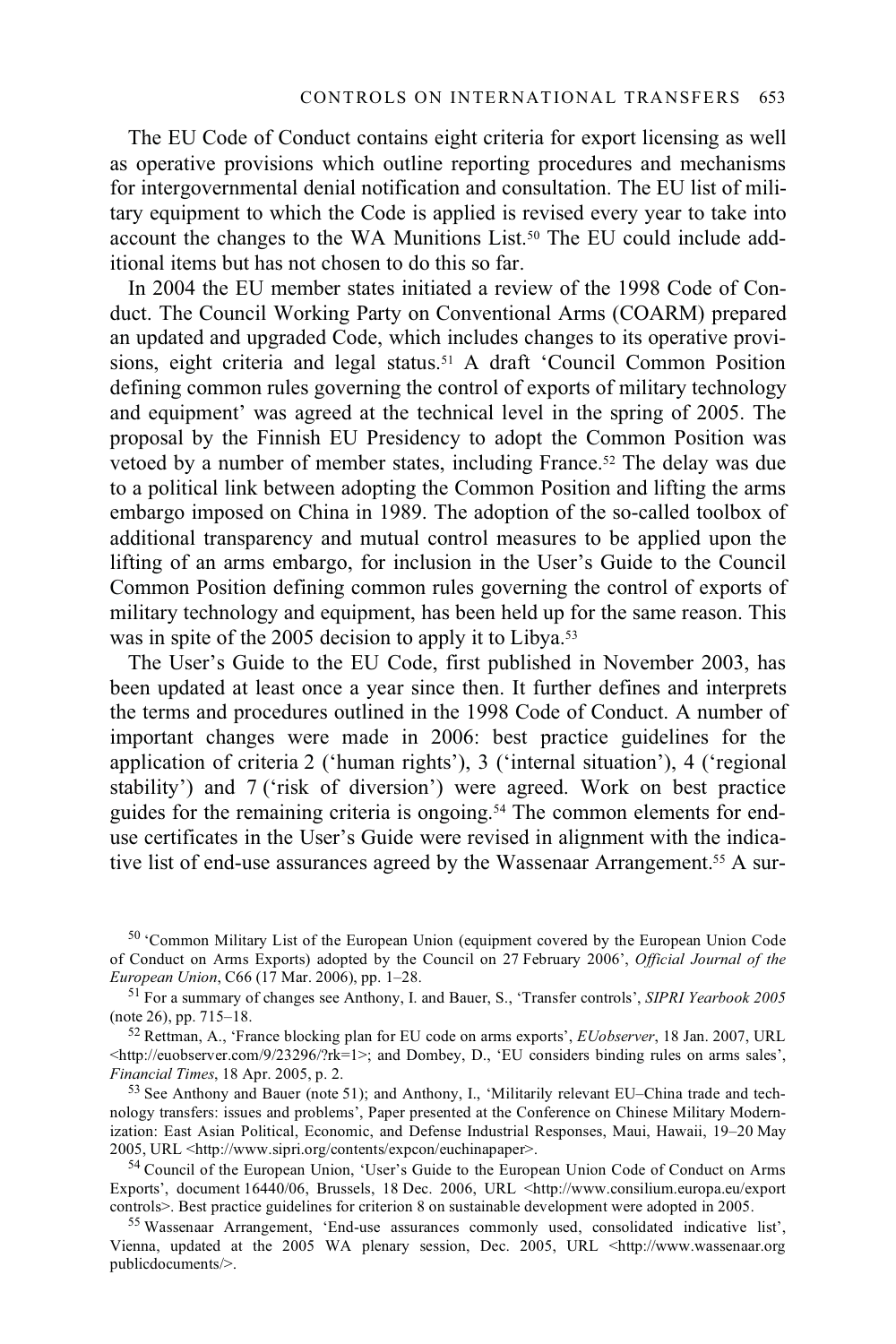The EU Code of Conduct contains eight criteria for export licensing as well as operative provisions which outline reporting procedures and mechanisms for intergovernmental denial notification and consultation. The EU list of military equipment to which the Code is applied is revised every year to take into account the changes to the WA Munitions List.[50] The EU could include additional items but has not chosen to do this so far.

In 2004 the EU member states initiated a review of the 1998 Code of Conduct. The Council Working Party on Conventional Arms (COARM) prepared an updated and upgraded Code, which includes changes to its operative provisions, eight criteria and legal status.[51] A draft 'Council Common Position defining common rules governing the control of exports of military technology and equipment' was agreed at the technical level in the spring of 2005. The proposal by the Finnish EU Presidency to adopt the Common Position was vetoed by a number of member states, including France.[52] The delay was due to a political link between adopting the Common Position and lifting the arms embargo imposed on China in 1989. The adoption of the so-called toolbox of additional transparency and mutual control measures to be applied upon the lifting of an arms embargo, for inclusion in the User's Guide to the Council Common Position defining common rules governing the control of exports of military technology and equipment, has been held up for the same reason. This was in spite of the 2005 decision to apply it to Libya.[53]

The User's Guide to the EU Code, first published in November 2003, has been updated at least once a year since then. It further defines and interprets the terms and procedures outlined in the 1998 Code of Conduct. A number of important changes were made in 2006: best practice guidelines for the application of criteria 2 ('human rights'), 3 ('internal situation'), 4 ('regional stability') and 7 ('risk of diversion') were agreed. Work on best practice guides for the remaining criteria is ongoing.[54] The common elements for end-use certificates in the User's Guide were revised in alignment with the indicative list of end-use assurances agreed by the Wassenaar Arrangement.[55] A sur-

[50] 'Common Military List of the European Union (equipment covered by the European Union Code of Conduct on Arms Exports) adopted by the Council on 27 February 2006', *Official Journal of the European Union*, C66 (17 Mar. 2006), pp. 1–28.

[51] For a summary of changes see Anthony, I. and Bauer, S., 'Transfer controls', *SIPRI Yearbook 2005* (note 26), pp. 715–18.

[52] Rettman, A., 'France blocking plan for EU code on arms exports', *EUobserver*, 18 Jan. 2007, URL <http://euobserver.com/9/23296/?rk=1>; and Dombey, D., 'EU considers binding rules on arms sales', *Financial Times*, 18 Apr. 2005, p. 2.

[53] See Anthony and Bauer (note 51); and Anthony, I., 'Militarily relevant EU–China trade and technology transfers: issues and problems', Paper presented at the Conference on Chinese Military Modernization: East Asian Political, Economic, and Defense Industrial Responses, Maui, Hawaii, 19–20 May 2005, URL <http://www.sipri.org/contents/expcon/euchinapaper>.

[54] Council of the European Union, 'User's Guide to the European Union Code of Conduct on Arms Exports', document 16440/06, Brussels, 18 Dec. 2006, URL <http://www.consilium.europa.eu/export controls>. Best practice guidelines for criterion 8 on sustainable development were adopted in 2005.

[55] Wassenaar Arrangement, 'End-use assurances commonly used, consolidated indicative list', Vienna, updated at the 2005 WA plenary session, Dec. 2005, URL <http://www.wassenaar.org publicdocuments/>.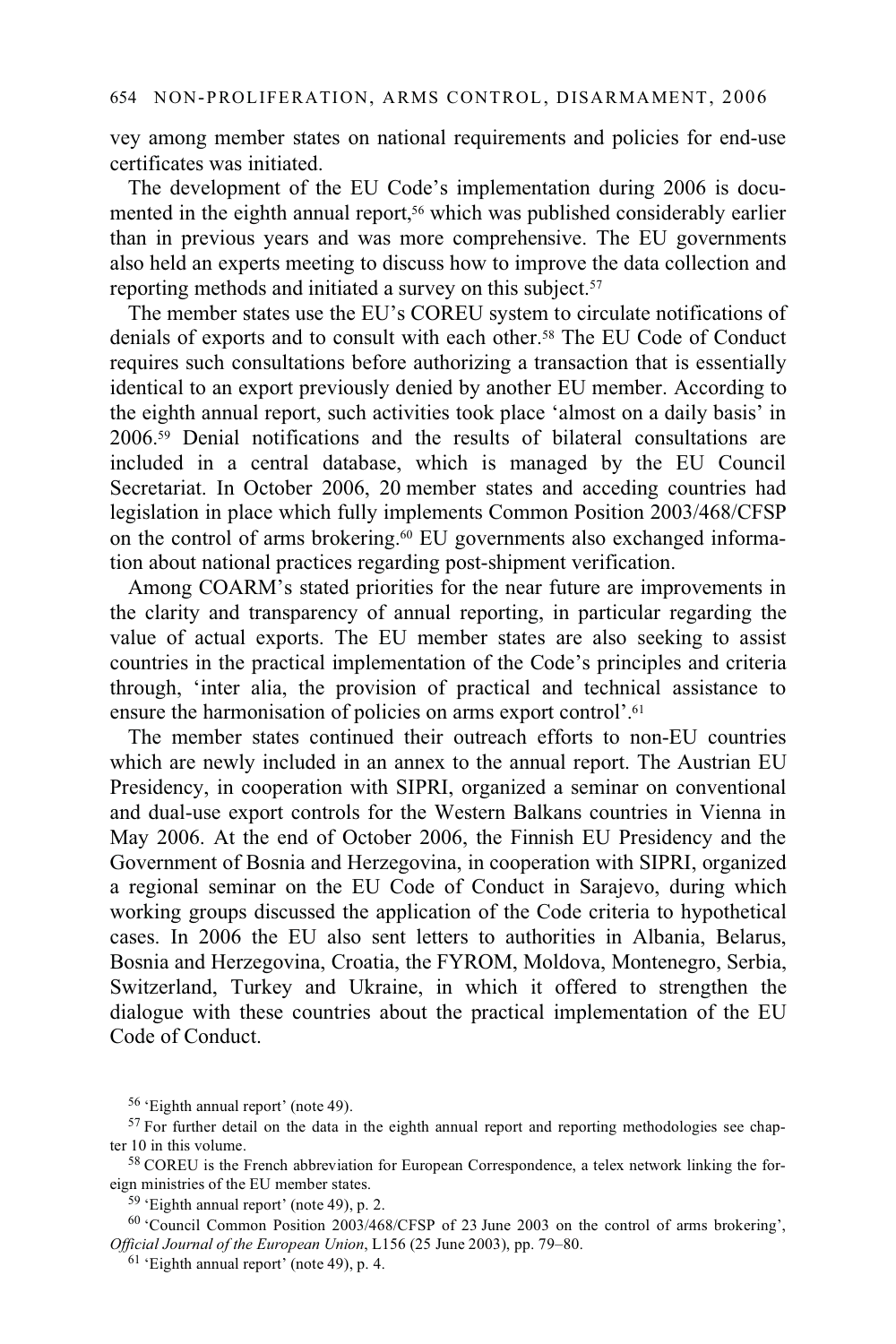vey among member states on national requirements and policies for end-use certificates was initiated.

The development of the EU Code's implementation during 2006 is documented in the eighth annual report,[56] which was published considerably earlier than in previous years and was more comprehensive. The EU governments also held an experts meeting to discuss how to improve the data collection and reporting methods and initiated a survey on this subject.[57]

The member states use the EU's COREU system to circulate notifications of denials of exports and to consult with each other.[58] The EU Code of Conduct requires such consultations before authorizing a transaction that is essentially identical to an export previously denied by another EU member. According to the eighth annual report, such activities took place 'almost on a daily basis' in 2006.[59] Denial notifications and the results of bilateral consultations are included in a central database, which is managed by the EU Council Secretariat. In October 2006, 20 member states and acceding countries had legislation in place which fully implements Common Position 2003/468/CFSP on the control of arms brokering.[60] EU governments also exchanged information about national practices regarding post-shipment verification.

Among COARM's stated priorities for the near future are improvements in the clarity and transparency of annual reporting, in particular regarding the value of actual exports. The EU member states are also seeking to assist countries in the practical implementation of the Code's principles and criteria through, 'inter alia, the provision of practical and technical assistance to ensure the harmonisation of policies on arms export control'.[61]

The member states continued their outreach efforts to non-EU countries which are newly included in an annex to the annual report. The Austrian EU Presidency, in cooperation with SIPRI, organized a seminar on conventional and dual-use export controls for the Western Balkans countries in Vienna in May 2006. At the end of October 2006, the Finnish EU Presidency and the Government of Bosnia and Herzegovina, in cooperation with SIPRI, organized a regional seminar on the EU Code of Conduct in Sarajevo, during which working groups discussed the application of the Code criteria to hypothetical cases. In 2006 the EU also sent letters to authorities in Albania, Belarus, Bosnia and Herzegovina, Croatia, the FYROM, Moldova, Montenegro, Serbia, Switzerland, Turkey and Ukraine, in which it offered to strengthen the dialogue with these countries about the practical implementation of the EU Code of Conduct.

---

[56] 'Eighth annual report' (note 49).

[57] For further detail on the data in the eighth annual report and reporting methodologies see chapter 10 in this volume.

[58] COREU is the French abbreviation for European Correspondence, a telex network linking the foreign ministries of the EU member states.

[59] 'Eighth annual report' (note 49), p. 2.

[60] 'Council Common Position 2003/468/CFSP of 23 June 2003 on the control of arms brokering', *Official Journal of the European Union*, L156 (25 June 2003), pp. 79–80.

[61] 'Eighth annual report' (note 49), p. 4.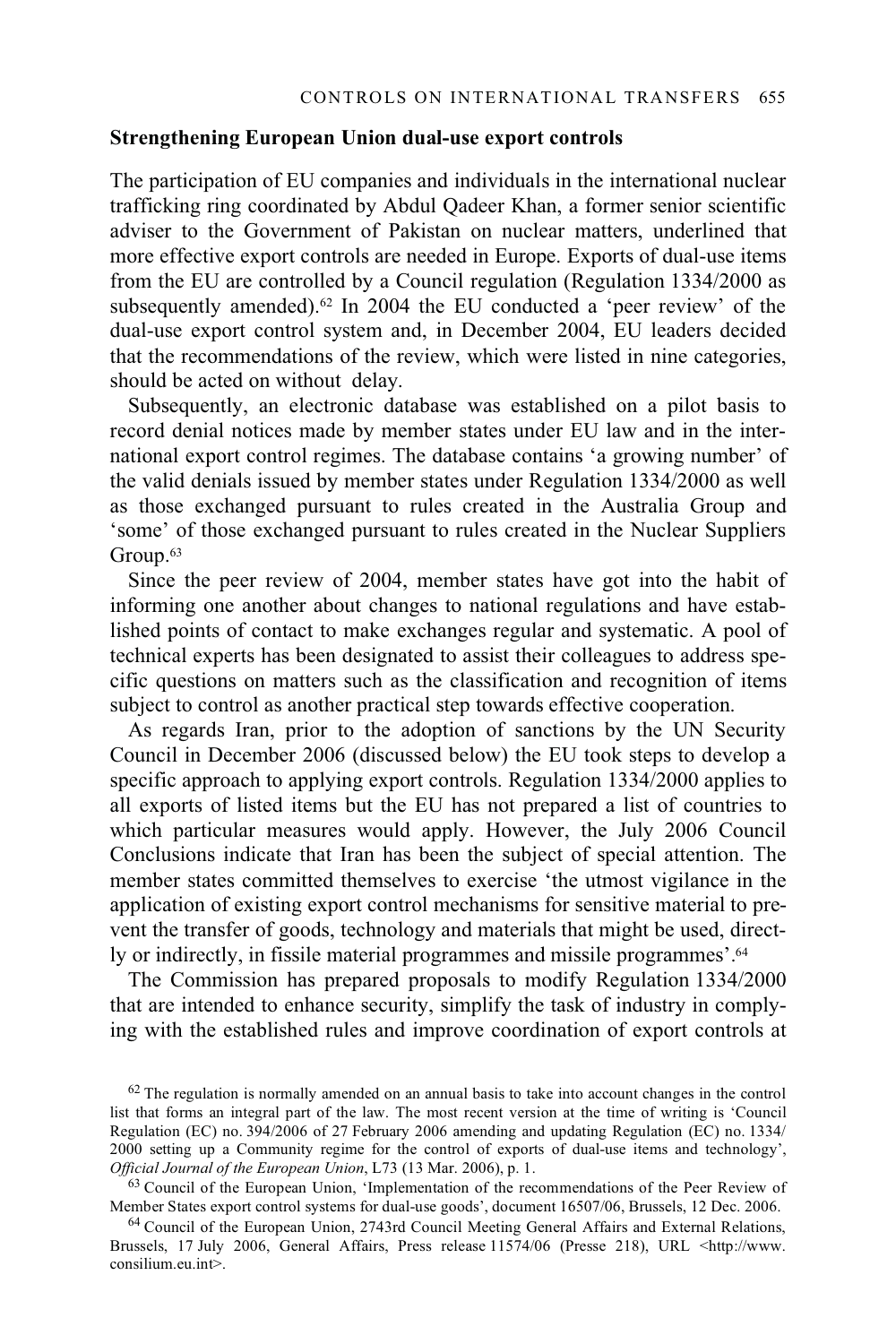## Strengthening European Union dual-use export controls

The participation of EU companies and individuals in the international nuclear trafficking ring coordinated by Abdul Qadeer Khan, a former senior scientific adviser to the Government of Pakistan on nuclear matters, underlined that more effective export controls are needed in Europe. Exports of dual-use items from the EU are controlled by a Council regulation (Regulation 1334/2000 as subsequently amended).[62] In 2004 the EU conducted a 'peer review' of the dual-use export control system and, in December 2004, EU leaders decided that the recommendations of the review, which were listed in nine categories, should be acted on without delay.

Subsequently, an electronic database was established on a pilot basis to record denial notices made by member states under EU law and in the international export control regimes. The database contains 'a growing number' of the valid denials issued by member states under Regulation 1334/2000 as well as those exchanged pursuant to rules created in the Australia Group and 'some' of those exchanged pursuant to rules created in the Nuclear Suppliers Group.[63]

Since the peer review of 2004, member states have got into the habit of informing one another about changes to national regulations and have established points of contact to make exchanges regular and systematic. A pool of technical experts has been designated to assist their colleagues to address specific questions on matters such as the classification and recognition of items subject to control as another practical step towards effective cooperation.

As regards Iran, prior to the adoption of sanctions by the UN Security Council in December 2006 (discussed below) the EU took steps to develop a specific approach to applying export controls. Regulation 1334/2000 applies to all exports of listed items but the EU has not prepared a list of countries to which particular measures would apply. However, the July 2006 Council Conclusions indicate that Iran has been the subject of special attention. The member states committed themselves to exercise 'the utmost vigilance in the application of existing export control mechanisms for sensitive material to prevent the transfer of goods, technology and materials that might be used, directly or indirectly, in fissile material programmes and missile programmes'.[64]

The Commission has prepared proposals to modify Regulation 1334/2000 that are intended to enhance security, simplify the task of industry in complying with the established rules and improve coordination of export controls at

[62] The regulation is normally amended on an annual basis to take into account changes in the control list that forms an integral part of the law. The most recent version at the time of writing is 'Council Regulation (EC) no. 394/2006 of 27 February 2006 amending and updating Regulation (EC) no. 1334/2000 setting up a Community regime for the control of exports of dual-use items and technology', *Official Journal of the European Union*, L73 (13 Mar. 2006), p. 1.

[63] Council of the European Union, 'Implementation of the recommendations of the Peer Review of Member States export control systems for dual-use goods', document 16507/06, Brussels, 12 Dec. 2006.

[64] Council of the European Union, 2743rd Council Meeting General Affairs and External Relations, Brussels, 17 July 2006, General Affairs, Press release 11574/06 (Presse 218), URL <http://www.consilium.eu.int>.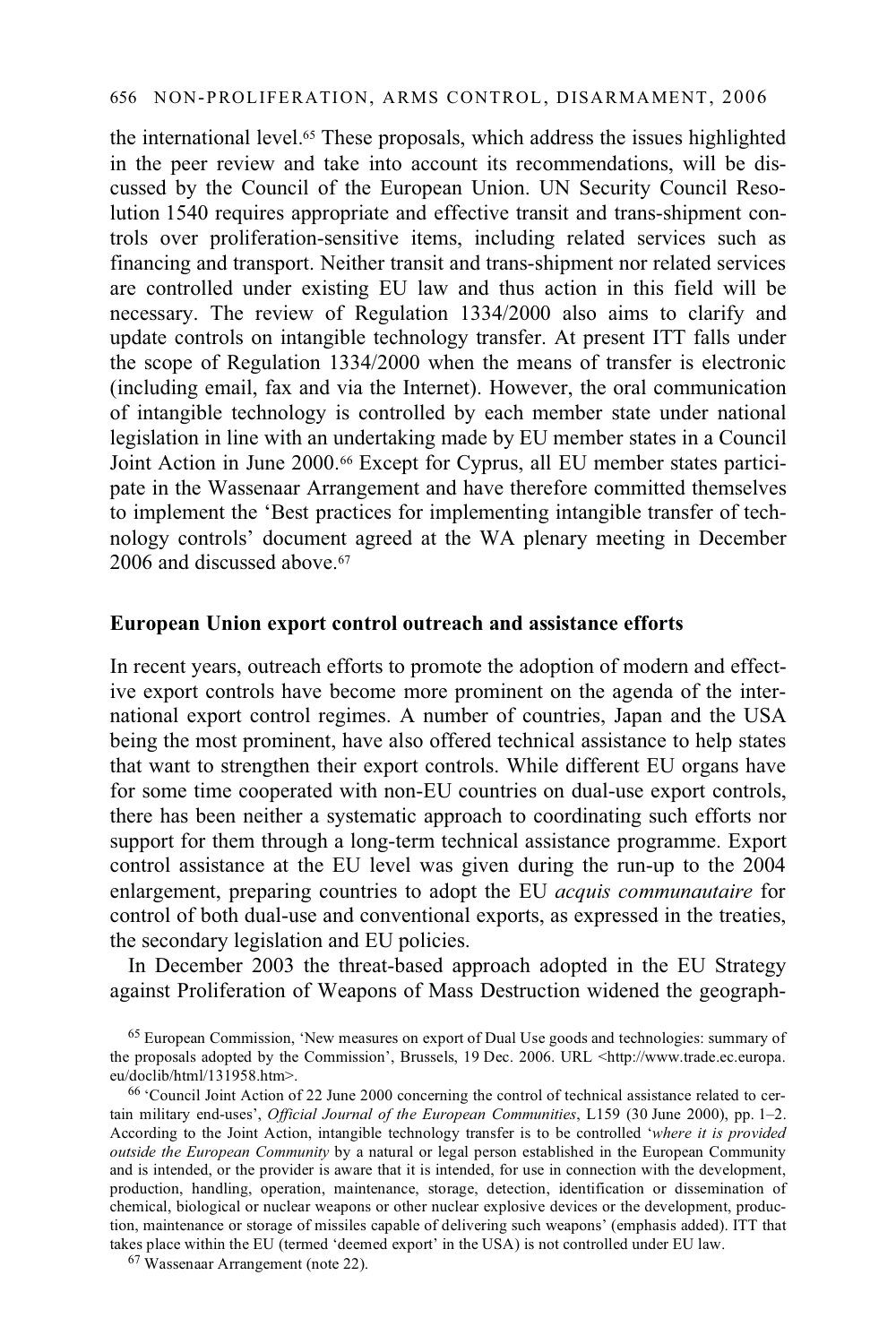the international level.[65] These proposals, which address the issues highlighted in the peer review and take into account its recommendations, will be discussed by the Council of the European Union. UN Security Council Resolution 1540 requires appropriate and effective transit and trans-shipment controls over proliferation-sensitive items, including related services such as financing and transport. Neither transit and trans-shipment nor related services are controlled under existing EU law and thus action in this field will be necessary. The review of Regulation 1334/2000 also aims to clarify and update controls on intangible technology transfer. At present ITT falls under the scope of Regulation 1334/2000 when the means of transfer is electronic (including email, fax and via the Internet). However, the oral communication of intangible technology is controlled by each member state under national legislation in line with an undertaking made by EU member states in a Council Joint Action in June 2000.[66] Except for Cyprus, all EU member states participate in the Wassenaar Arrangement and have therefore committed themselves to implement the 'Best practices for implementing intangible transfer of technology controls' document agreed at the WA plenary meeting in December 2006 and discussed above.[67]

**European Union export control outreach and assistance efforts**

In recent years, outreach efforts to promote the adoption of modern and effective export controls have become more prominent on the agenda of the international export control regimes. A number of countries, Japan and the USA being the most prominent, have also offered technical assistance to help states that want to strengthen their export controls. While different EU organs have for some time cooperated with non-EU countries on dual-use export controls, there has been neither a systematic approach to coordinating such efforts nor support for them through a long-term technical assistance programme. Export control assistance at the EU level was given during the run-up to the 2004 enlargement, preparing countries to adopt the EU *acquis communautaire* for control of both dual-use and conventional exports, as expressed in the treaties, the secondary legislation and EU policies.

In December 2003 the threat-based approach adopted in the EU Strategy against Proliferation of Weapons of Mass Destruction widened the geograph-

[65] European Commission, 'New measures on export of Dual Use goods and technologies: summary of the proposals adopted by the Commission', Brussels, 19 Dec. 2006. URL <http://www.trade.ec.europa.eu/doclib/html/131958.htm>.

[66] 'Council Joint Action of 22 June 2000 concerning the control of technical assistance related to certain military end-uses', *Official Journal of the European Communities*, L159 (30 June 2000), pp. 1–2. According to the Joint Action, intangible technology transfer is to be controlled '*where it is provided outside the European Community* by a natural or legal person established in the European Community and is intended, or the provider is aware that it is intended, for use in connection with the development, production, handling, operation, maintenance, storage, detection, identification or dissemination of chemical, biological or nuclear weapons or other nuclear explosive devices or the development, production, maintenance or storage of missiles capable of delivering such weapons' (emphasis added). ITT that takes place within the EU (termed 'deemed export' in the USA) is not controlled under EU law.

[67] Wassenaar Arrangement (note 22).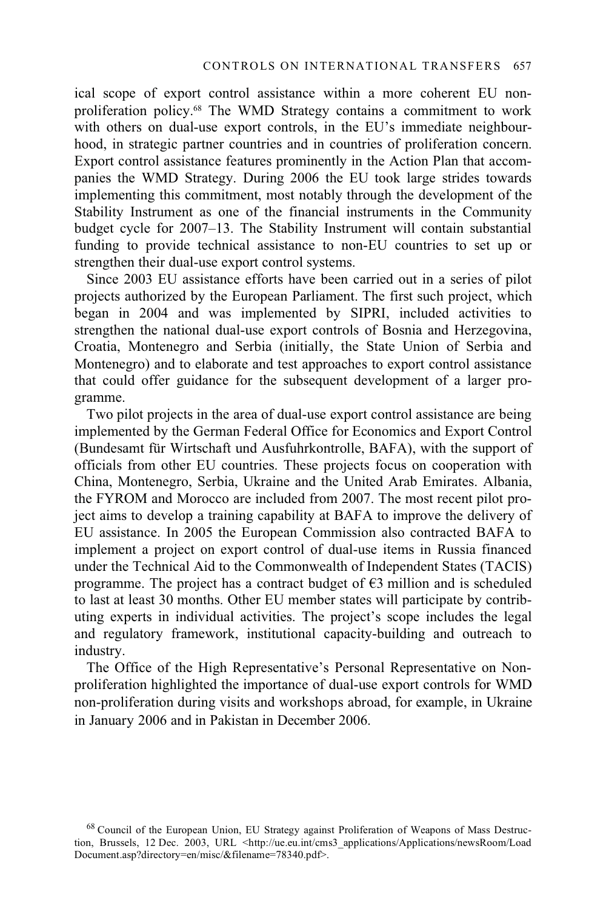ical scope of export control assistance within a more coherent EU non-proliferation policy.[68] The WMD Strategy contains a commitment to work with others on dual-use export controls, in the EU's immediate neighbourhood, in strategic partner countries and in countries of proliferation concern. Export control assistance features prominently in the Action Plan that accompanies the WMD Strategy. During 2006 the EU took large strides towards implementing this commitment, most notably through the development of the Stability Instrument as one of the financial instruments in the Community budget cycle for 2007–13. The Stability Instrument will contain substantial funding to provide technical assistance to non-EU countries to set up or strengthen their dual-use export control systems.

Since 2003 EU assistance efforts have been carried out in a series of pilot projects authorized by the European Parliament. The first such project, which began in 2004 and was implemented by SIPRI, included activities to strengthen the national dual-use export controls of Bosnia and Herzegovina, Croatia, Montenegro and Serbia (initially, the State Union of Serbia and Montenegro) and to elaborate and test approaches to export control assistance that could offer guidance for the subsequent development of a larger programme.

Two pilot projects in the area of dual-use export control assistance are being implemented by the German Federal Office for Economics and Export Control (Bundesamt für Wirtschaft und Ausfuhrkontrolle, BAFA), with the support of officials from other EU countries. These projects focus on cooperation with China, Montenegro, Serbia, Ukraine and the United Arab Emirates. Albania, the FYROM and Morocco are included from 2007. The most recent pilot project aims to develop a training capability at BAFA to improve the delivery of EU assistance. In 2005 the European Commission also contracted BAFA to implement a project on export control of dual-use items in Russia financed under the Technical Aid to the Commonwealth of Independent States (TACIS) programme. The project has a contract budget of €3 million and is scheduled to last at least 30 months. Other EU member states will participate by contributing experts in individual activities. The project's scope includes the legal and regulatory framework, institutional capacity-building and outreach to industry.

The Office of the High Representative's Personal Representative on Non-proliferation highlighted the importance of dual-use export controls for WMD non-proliferation during visits and workshops abroad, for example, in Ukraine in January 2006 and in Pakistan in December 2006.

[68] Council of the European Union, EU Strategy against Proliferation of Weapons of Mass Destruction, Brussels, 12 Dec. 2003, URL <http://ue.eu.int/cms3_applications/Applications/newsRoom/LoadDocument.asp?directory=en/misc/&filename=78340.pdf>.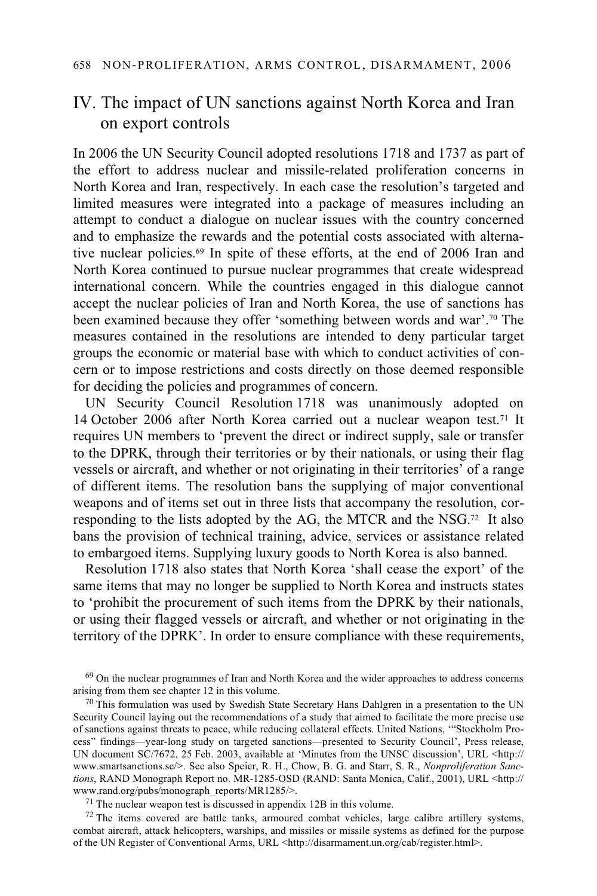## IV. The impact of UN sanctions against North Korea and Iran on export controls

In 2006 the UN Security Council adopted resolutions 1718 and 1737 as part of the effort to address nuclear and missile-related proliferation concerns in North Korea and Iran, respectively. In each case the resolution's targeted and limited measures were integrated into a package of measures including an attempt to conduct a dialogue on nuclear issues with the country concerned and to emphasize the rewards and the potential costs associated with alternative nuclear policies.[69] In spite of these efforts, at the end of 2006 Iran and North Korea continued to pursue nuclear programmes that create widespread international concern. While the countries engaged in this dialogue cannot accept the nuclear policies of Iran and North Korea, the use of sanctions has been examined because they offer 'something between words and war'.[70] The measures contained in the resolutions are intended to deny particular target groups the economic or material base with which to conduct activities of concern or to impose restrictions and costs directly on those deemed responsible for deciding the policies and programmes of concern.

UN Security Council Resolution 1718 was unanimously adopted on 14 October 2006 after North Korea carried out a nuclear weapon test.[71] It requires UN members to 'prevent the direct or indirect supply, sale or transfer to the DPRK, through their territories or by their nationals, or using their flag vessels or aircraft, and whether or not originating in their territories' of a range of different items. The resolution bans the supplying of major conventional weapons and of items set out in three lists that accompany the resolution, corresponding to the lists adopted by the AG, the MTCR and the NSG.[72] It also bans the provision of technical training, advice, services or assistance related to embargoed items. Supplying luxury goods to North Korea is also banned.

Resolution 1718 also states that North Korea 'shall cease the export' of the same items that may no longer be supplied to North Korea and instructs states to 'prohibit the procurement of such items from the DPRK by their nationals, or using their flagged vessels or aircraft, and whether or not originating in the territory of the DPRK'. In order to ensure compliance with these requirements,

[69] On the nuclear programmes of Iran and North Korea and the wider approaches to address concerns arising from them see chapter 12 in this volume.

[70] This formulation was used by Swedish State Secretary Hans Dahlgren in a presentation to the UN Security Council laying out the recommendations of a study that aimed to facilitate the more precise use of sanctions against threats to peace, while reducing collateral effects. United Nations, '"Stockholm Process" findings—year-long study on targeted sanctions—presented to Security Council', Press release, UN document SC/7672, 25 Feb. 2003, available at 'Minutes from the UNSC discussion', URL <http://www.smartsanctions.se/>. See also Speier, R. H., Chow, B. G. and Starr, S. R., *Nonproliferation Sanctions*, RAND Monograph Report no. MR-1285-OSD (RAND: Santa Monica, Calif., 2001), URL <http://www.rand.org/pubs/monograph_reports/MR1285/>.

[71] The nuclear weapon test is discussed in appendix 12B in this volume.

[72] The items covered are battle tanks, armoured combat vehicles, large calibre artillery systems, combat aircraft, attack helicopters, warships, and missiles or missile systems as defined for the purpose of the UN Register of Conventional Arms, URL <http://disarmament.un.org/cab/register.html>.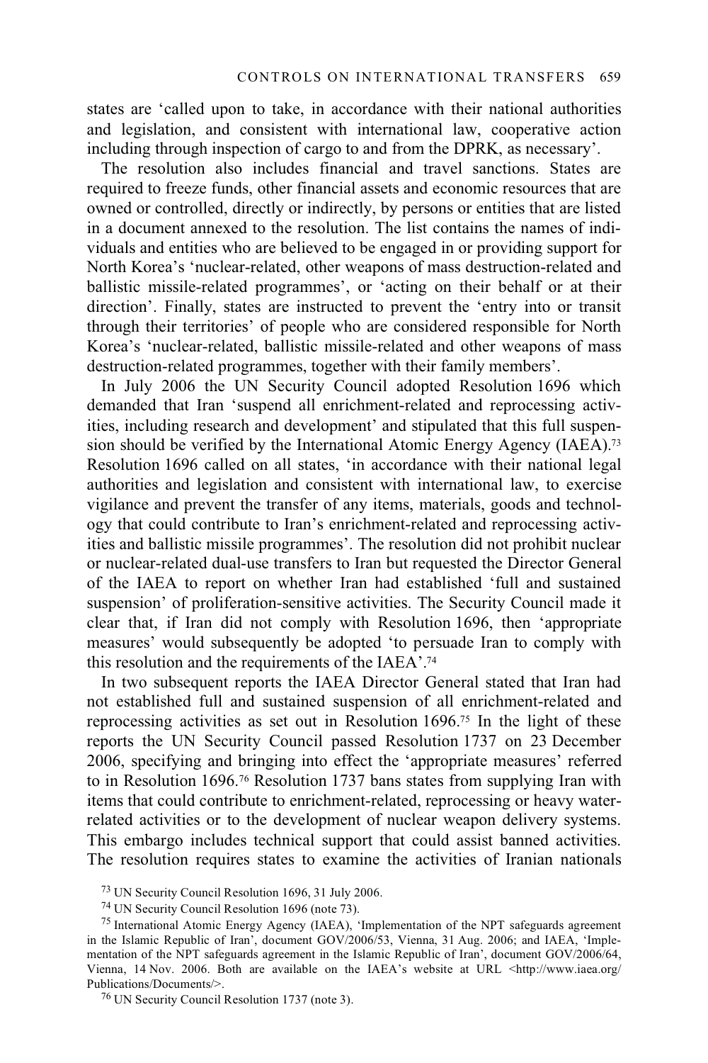states are 'called upon to take, in accordance with their national authorities and legislation, and consistent with international law, cooperative action including through inspection of cargo to and from the DPRK, as necessary'.

The resolution also includes financial and travel sanctions. States are required to freeze funds, other financial assets and economic resources that are owned or controlled, directly or indirectly, by persons or entities that are listed in a document annexed to the resolution. The list contains the names of individuals and entities who are believed to be engaged in or providing support for North Korea's 'nuclear-related, other weapons of mass destruction-related and ballistic missile-related programmes', or 'acting on their behalf or at their direction'. Finally, states are instructed to prevent the 'entry into or transit through their territories' of people who are considered responsible for North Korea's 'nuclear-related, ballistic missile-related and other weapons of mass destruction-related programmes, together with their family members'.

In July 2006 the UN Security Council adopted Resolution 1696 which demanded that Iran 'suspend all enrichment-related and reprocessing activities, including research and development' and stipulated that this full suspension should be verified by the International Atomic Energy Agency (IAEA).[73] Resolution 1696 called on all states, 'in accordance with their national legal authorities and legislation and consistent with international law, to exercise vigilance and prevent the transfer of any items, materials, goods and technology that could contribute to Iran's enrichment-related and reprocessing activities and ballistic missile programmes'. The resolution did not prohibit nuclear or nuclear-related dual-use transfers to Iran but requested the Director General of the IAEA to report on whether Iran had established 'full and sustained suspension' of proliferation-sensitive activities. The Security Council made it clear that, if Iran did not comply with Resolution 1696, then 'appropriate measures' would subsequently be adopted 'to persuade Iran to comply with this resolution and the requirements of the IAEA'.[74]

In two subsequent reports the IAEA Director General stated that Iran had not established full and sustained suspension of all enrichment-related and reprocessing activities as set out in Resolution 1696.[75] In the light of these reports the UN Security Council passed Resolution 1737 on 23 December 2006, specifying and bringing into effect the 'appropriate measures' referred to in Resolution 1696.[76] Resolution 1737 bans states from supplying Iran with items that could contribute to enrichment-related, reprocessing or heavy water-related activities or to the development of nuclear weapon delivery systems. This embargo includes technical support that could assist banned activities. The resolution requires states to examine the activities of Iranian nationals

[73] UN Security Council Resolution 1696, 31 July 2006.

[74] UN Security Council Resolution 1696 (note 73).

[75] International Atomic Energy Agency (IAEA), 'Implementation of the NPT safeguards agreement in the Islamic Republic of Iran', document GOV/2006/53, Vienna, 31 Aug. 2006; and IAEA, 'Implementation of the NPT safeguards agreement in the Islamic Republic of Iran', document GOV/2006/64, Vienna, 14 Nov. 2006. Both are available on the IAEA's website at URL <http://www.iaea.org/Publications/Documents/>.

[76] UN Security Council Resolution 1737 (note 3).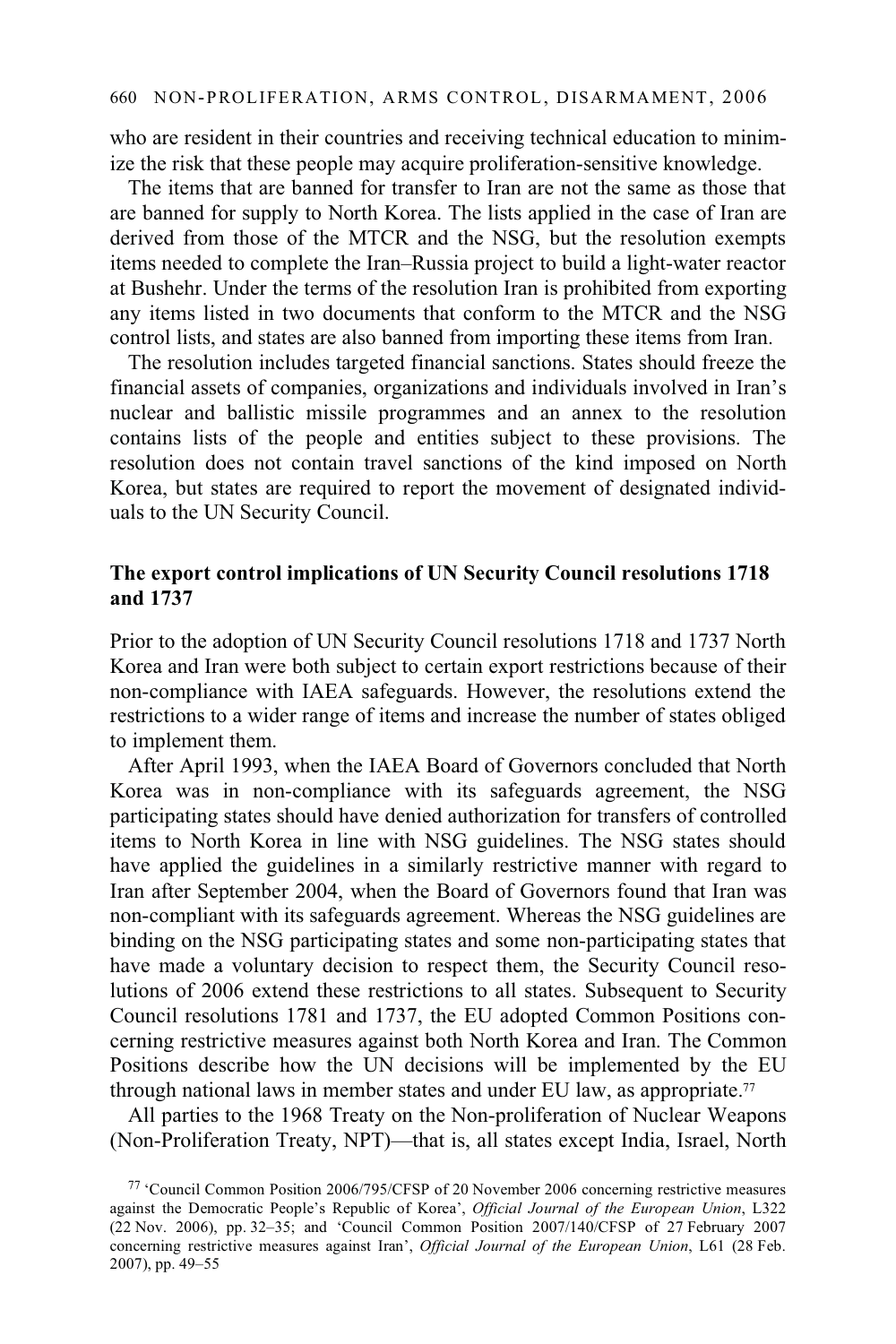who are resident in their countries and receiving technical education to minimize the risk that these people may acquire proliferation-sensitive knowledge.

The items that are banned for transfer to Iran are not the same as those that are banned for supply to North Korea. The lists applied in the case of Iran are derived from those of the MTCR and the NSG, but the resolution exempts items needed to complete the Iran–Russia project to build a light-water reactor at Bushehr. Under the terms of the resolution Iran is prohibited from exporting any items listed in two documents that conform to the MTCR and the NSG control lists, and states are also banned from importing these items from Iran.

The resolution includes targeted financial sanctions. States should freeze the financial assets of companies, organizations and individuals involved in Iran's nuclear and ballistic missile programmes and an annex to the resolution contains lists of the people and entities subject to these provisions. The resolution does not contain travel sanctions of the kind imposed on North Korea, but states are required to report the movement of designated individuals to the UN Security Council.

### The export control implications of UN Security Council resolutions 1718 and 1737

Prior to the adoption of UN Security Council resolutions 1718 and 1737 North Korea and Iran were both subject to certain export restrictions because of their non-compliance with IAEA safeguards. However, the resolutions extend the restrictions to a wider range of items and increase the number of states obliged to implement them.

After April 1993, when the IAEA Board of Governors concluded that North Korea was in non-compliance with its safeguards agreement, the NSG participating states should have denied authorization for transfers of controlled items to North Korea in line with NSG guidelines. The NSG states should have applied the guidelines in a similarly restrictive manner with regard to Iran after September 2004, when the Board of Governors found that Iran was non-compliant with its safeguards agreement. Whereas the NSG guidelines are binding on the NSG participating states and some non-participating states that have made a voluntary decision to respect them, the Security Council resolutions of 2006 extend these restrictions to all states. Subsequent to Security Council resolutions 1781 and 1737, the EU adopted Common Positions concerning restrictive measures against both North Korea and Iran. The Common Positions describe how the UN decisions will be implemented by the EU through national laws in member states and under EU law, as appropriate.[77]

All parties to the 1968 Treaty on the Non-proliferation of Nuclear Weapons (Non-Proliferation Treaty, NPT)—that is, all states except India, Israel, North

---

[77] 'Council Common Position 2006/795/CFSP of 20 November 2006 concerning restrictive measures against the Democratic People's Republic of Korea', *Official Journal of the European Union*, L322 (22 Nov. 2006), pp. 32–35; and 'Council Common Position 2007/140/CFSP of 27 February 2007 concerning restrictive measures against Iran', *Official Journal of the European Union*, L61 (28 Feb. 2007), pp. 49–55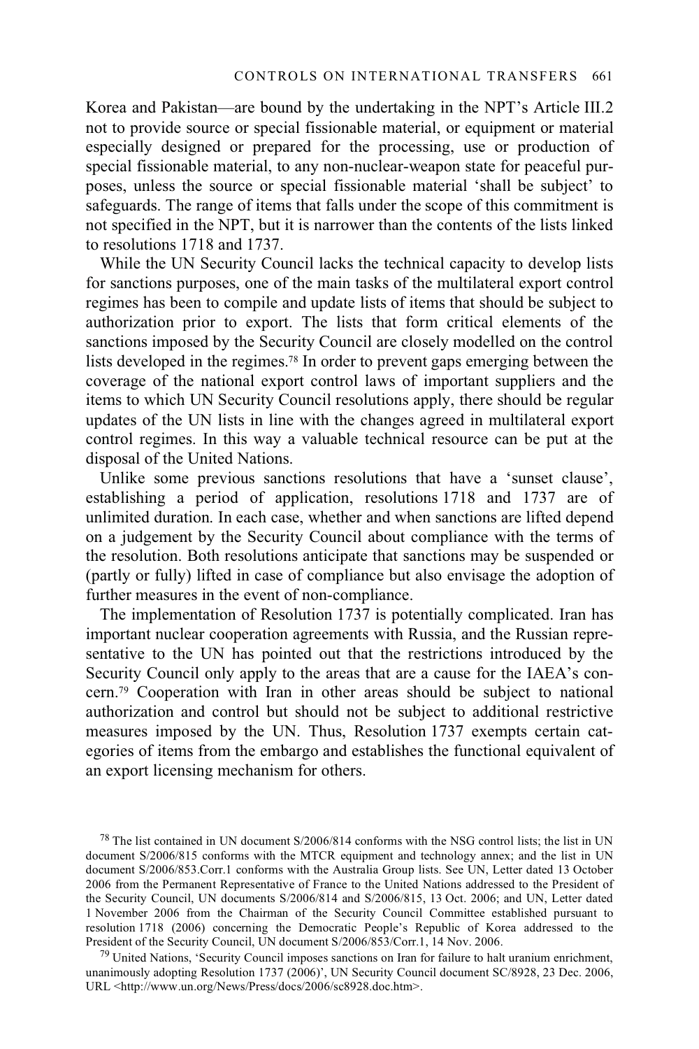Korea and Pakistan—are bound by the undertaking in the NPT's Article III.2 not to provide source or special fissionable material, or equipment or material especially designed or prepared for the processing, use or production of special fissionable material, to any non-nuclear-weapon state for peaceful purposes, unless the source or special fissionable material 'shall be subject' to safeguards. The range of items that falls under the scope of this commitment is not specified in the NPT, but it is narrower than the contents of the lists linked to resolutions 1718 and 1737.

While the UN Security Council lacks the technical capacity to develop lists for sanctions purposes, one of the main tasks of the multilateral export control regimes has been to compile and update lists of items that should be subject to authorization prior to export. The lists that form critical elements of the sanctions imposed by the Security Council are closely modelled on the control lists developed in the regimes.[78] In order to prevent gaps emerging between the coverage of the national export control laws of important suppliers and the items to which UN Security Council resolutions apply, there should be regular updates of the UN lists in line with the changes agreed in multilateral export control regimes. In this way a valuable technical resource can be put at the disposal of the United Nations.

Unlike some previous sanctions resolutions that have a 'sunset clause', establishing a period of application, resolutions 1718 and 1737 are of unlimited duration. In each case, whether and when sanctions are lifted depend on a judgement by the Security Council about compliance with the terms of the resolution. Both resolutions anticipate that sanctions may be suspended or (partly or fully) lifted in case of compliance but also envisage the adoption of further measures in the event of non-compliance.

The implementation of Resolution 1737 is potentially complicated. Iran has important nuclear cooperation agreements with Russia, and the Russian representative to the UN has pointed out that the restrictions introduced by the Security Council only apply to the areas that are a cause for the IAEA's concern.[79] Cooperation with Iran in other areas should be subject to national authorization and control but should not be subject to additional restrictive measures imposed by the UN. Thus, Resolution 1737 exempts certain categories of items from the embargo and establishes the functional equivalent of an export licensing mechanism for others.

[78] The list contained in UN document S/2006/814 conforms with the NSG control lists; the list in UN document S/2006/815 conforms with the MTCR equipment and technology annex; and the list in UN document S/2006/853.Corr.1 conforms with the Australia Group lists. See UN, Letter dated 13 October 2006 from the Permanent Representative of France to the United Nations addressed to the President of the Security Council, UN documents S/2006/814 and S/2006/815, 13 Oct. 2006; and UN, Letter dated 1 November 2006 from the Chairman of the Security Council Committee established pursuant to resolution 1718 (2006) concerning the Democratic People's Republic of Korea addressed to the President of the Security Council, UN document S/2006/853/Corr.1, 14 Nov. 2006.

[79] United Nations, 'Security Council imposes sanctions on Iran for failure to halt uranium enrichment, unanimously adopting Resolution 1737 (2006)', UN Security Council document SC/8928, 23 Dec. 2006, URL <http://www.un.org/News/Press/docs/2006/sc8928.doc.htm>.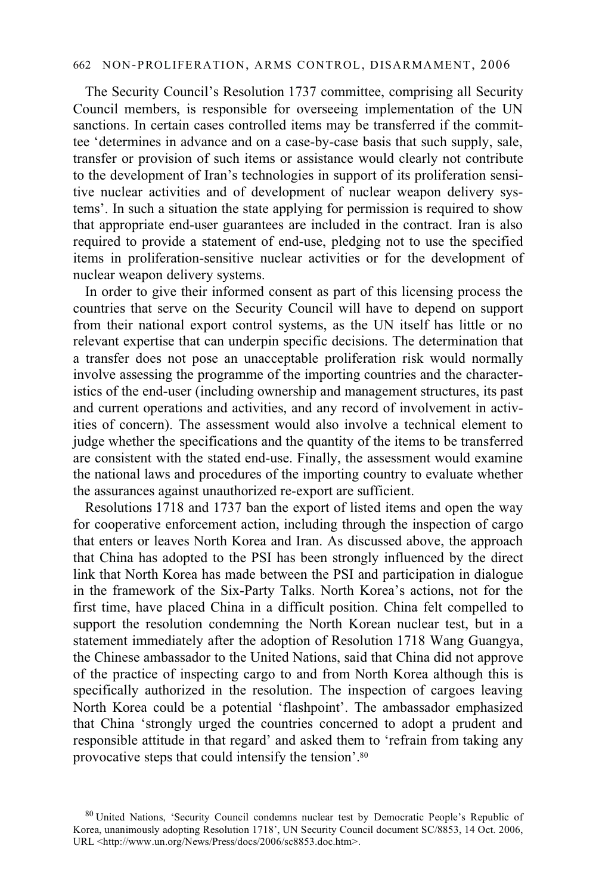The Security Council's Resolution 1737 committee, comprising all Security Council members, is responsible for overseeing implementation of the UN sanctions. In certain cases controlled items may be transferred if the committee 'determines in advance and on a case-by-case basis that such supply, sale, transfer or provision of such items or assistance would clearly not contribute to the development of Iran's technologies in support of its proliferation sensitive nuclear activities and of development of nuclear weapon delivery systems'. In such a situation the state applying for permission is required to show that appropriate end-user guarantees are included in the contract. Iran is also required to provide a statement of end-use, pledging not to use the specified items in proliferation-sensitive nuclear activities or for the development of nuclear weapon delivery systems.

In order to give their informed consent as part of this licensing process the countries that serve on the Security Council will have to depend on support from their national export control systems, as the UN itself has little or no relevant expertise that can underpin specific decisions. The determination that a transfer does not pose an unacceptable proliferation risk would normally involve assessing the programme of the importing countries and the characteristics of the end-user (including ownership and management structures, its past and current operations and activities, and any record of involvement in activities of concern). The assessment would also involve a technical element to judge whether the specifications and the quantity of the items to be transferred are consistent with the stated end-use. Finally, the assessment would examine the national laws and procedures of the importing country to evaluate whether the assurances against unauthorized re-export are sufficient.

Resolutions 1718 and 1737 ban the export of listed items and open the way for cooperative enforcement action, including through the inspection of cargo that enters or leaves North Korea and Iran. As discussed above, the approach that China has adopted to the PSI has been strongly influenced by the direct link that North Korea has made between the PSI and participation in dialogue in the framework of the Six-Party Talks. North Korea's actions, not for the first time, have placed China in a difficult position. China felt compelled to support the resolution condemning the North Korean nuclear test, but in a statement immediately after the adoption of Resolution 1718 Wang Guangya, the Chinese ambassador to the United Nations, said that China did not approve of the practice of inspecting cargo to and from North Korea although this is specifically authorized in the resolution. The inspection of cargoes leaving North Korea could be a potential 'flashpoint'. The ambassador emphasized that China 'strongly urged the countries concerned to adopt a prudent and responsible attitude in that regard' and asked them to 'refrain from taking any provocative steps that could intensify the tension'.[80]

[80] United Nations, 'Security Council condemns nuclear test by Democratic People's Republic of Korea, unanimously adopting Resolution 1718', UN Security Council document SC/8853, 14 Oct. 2006, URL <http://www.un.org/News/Press/docs/2006/sc8853.doc.htm>.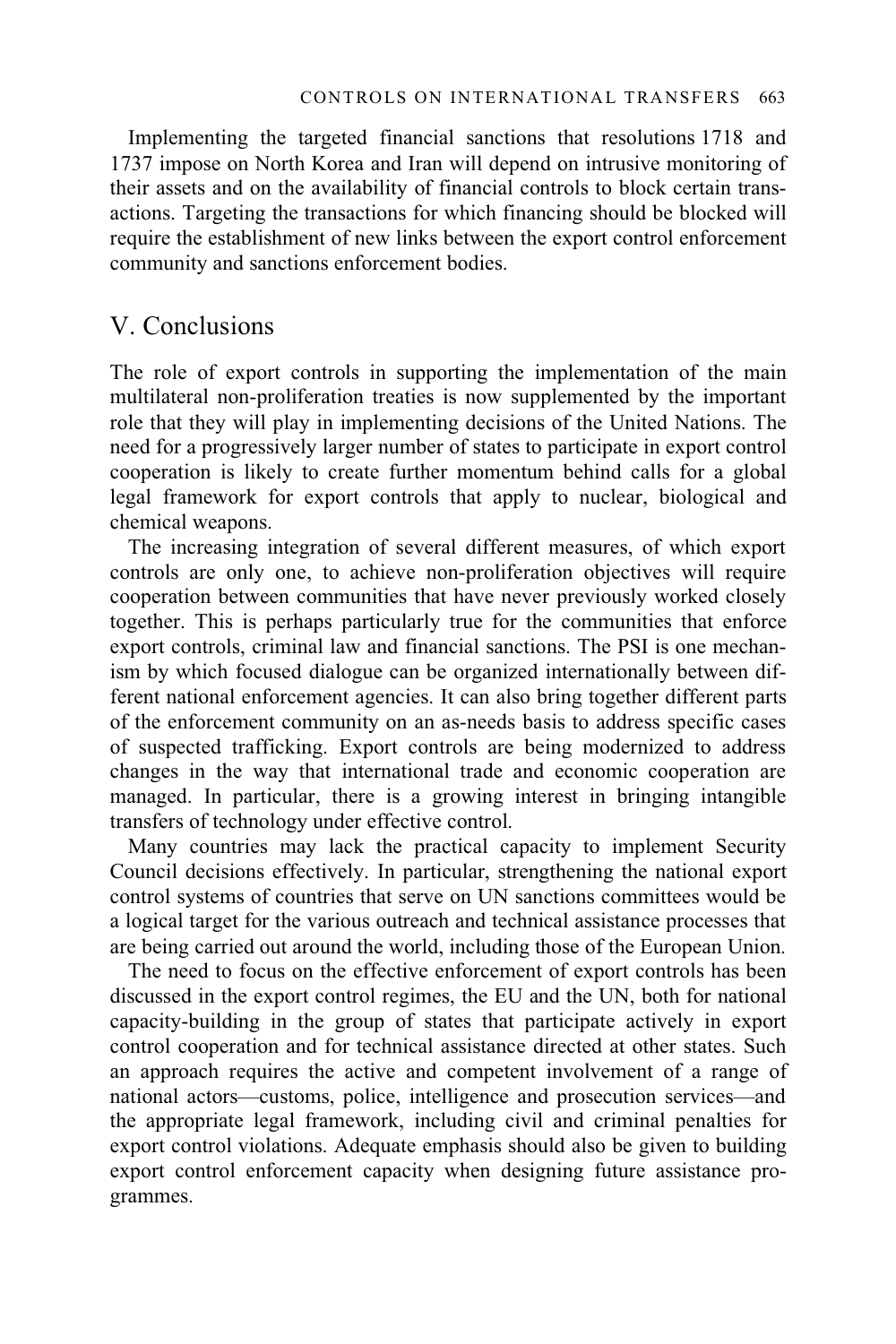Implementing the targeted financial sanctions that resolutions 1718 and 1737 impose on North Korea and Iran will depend on intrusive monitoring of their assets and on the availability of financial controls to block certain transactions. Targeting the transactions for which financing should be blocked will require the establishment of new links between the export control enforcement community and sanctions enforcement bodies.

## V. Conclusions

The role of export controls in supporting the implementation of the main multilateral non-proliferation treaties is now supplemented by the important role that they will play in implementing decisions of the United Nations. The need for a progressively larger number of states to participate in export control cooperation is likely to create further momentum behind calls for a global legal framework for export controls that apply to nuclear, biological and chemical weapons.

The increasing integration of several different measures, of which export controls are only one, to achieve non-proliferation objectives will require cooperation between communities that have never previously worked closely together. This is perhaps particularly true for the communities that enforce export controls, criminal law and financial sanctions. The PSI is one mechanism by which focused dialogue can be organized internationally between different national enforcement agencies. It can also bring together different parts of the enforcement community on an as-needs basis to address specific cases of suspected trafficking. Export controls are being modernized to address changes in the way that international trade and economic cooperation are managed. In particular, there is a growing interest in bringing intangible transfers of technology under effective control.

Many countries may lack the practical capacity to implement Security Council decisions effectively. In particular, strengthening the national export control systems of countries that serve on UN sanctions committees would be a logical target for the various outreach and technical assistance processes that are being carried out around the world, including those of the European Union.

The need to focus on the effective enforcement of export controls has been discussed in the export control regimes, the EU and the UN, both for national capacity-building in the group of states that participate actively in export control cooperation and for technical assistance directed at other states. Such an approach requires the active and competent involvement of a range of national actors—customs, police, intelligence and prosecution services—and the appropriate legal framework, including civil and criminal penalties for export control violations. Adequate emphasis should also be given to building export control enforcement capacity when designing future assistance programmes.